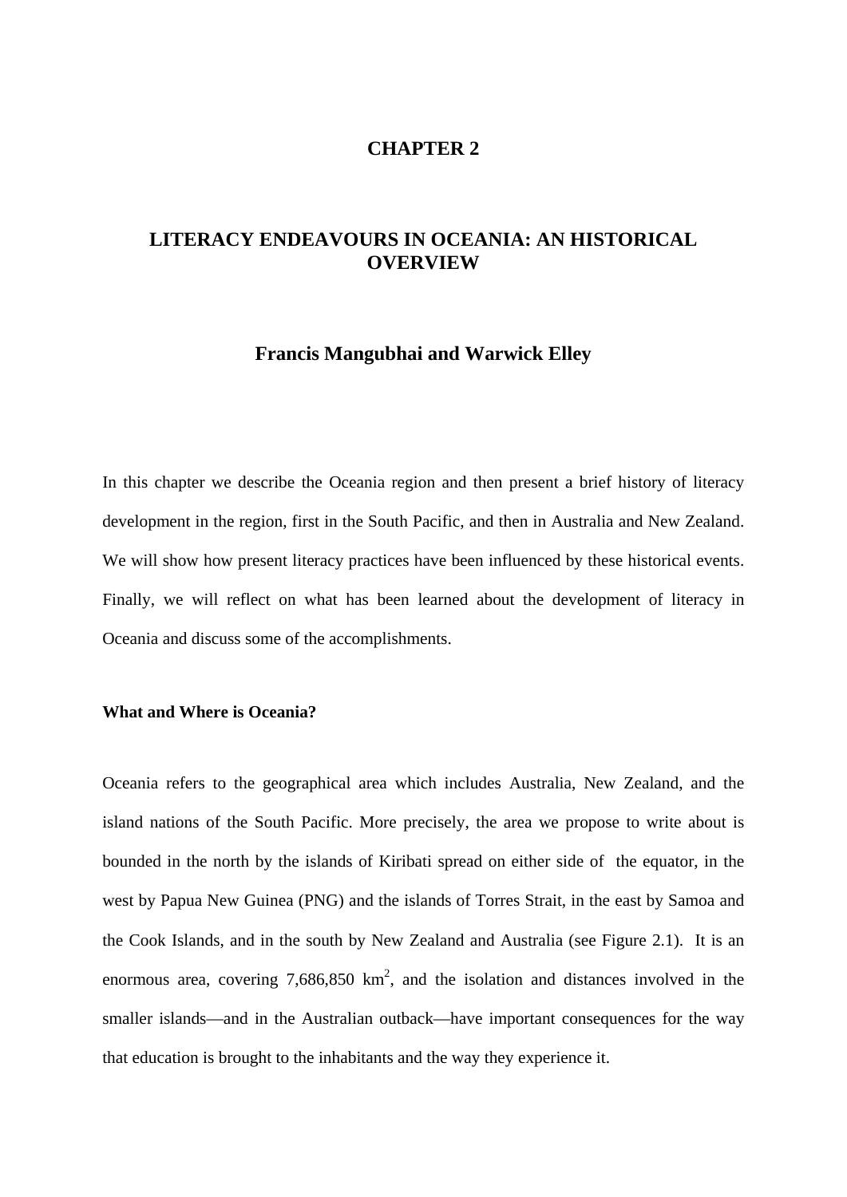# CHAPTER 2

# LITERACY ENDEAVOURS IN OCEANIA: AN HISTORICAL OVERVIEW

## Francis Mangubhai and Warwick Elley

In this chapter we describe the Oceania region and then present a brief history of literacy development in the region, first in the South Pacific, and then in Australia and New Zealand. We will show how present literacy practices have been influenced by these historical events. Finally, we will reflect on what has been learned about the development of literacy in Oceania and discuss some of the accomplishments.

### What and Where is Oceania?

Oceania refers to the geographical area which includes Australia, New Zealand, and the island nations of the South Pacific. More precisely, the area we propose to write about is bounded in the north by the islands of Kiribati spread on either side of the equator, in the west by Papua New Guinea (PNG) and the islands of Torres Strait, in the east by Samoa and the Cook Islands, and in the south by New Zealand and Australia (see Figure 2.1). It is an enormous area, covering 7,686,850 km$^2$, and the isolation and distances involved in the smaller islands—and in the Australian outback—have important consequences for the way that education is brought to the inhabitants and the way they experience it.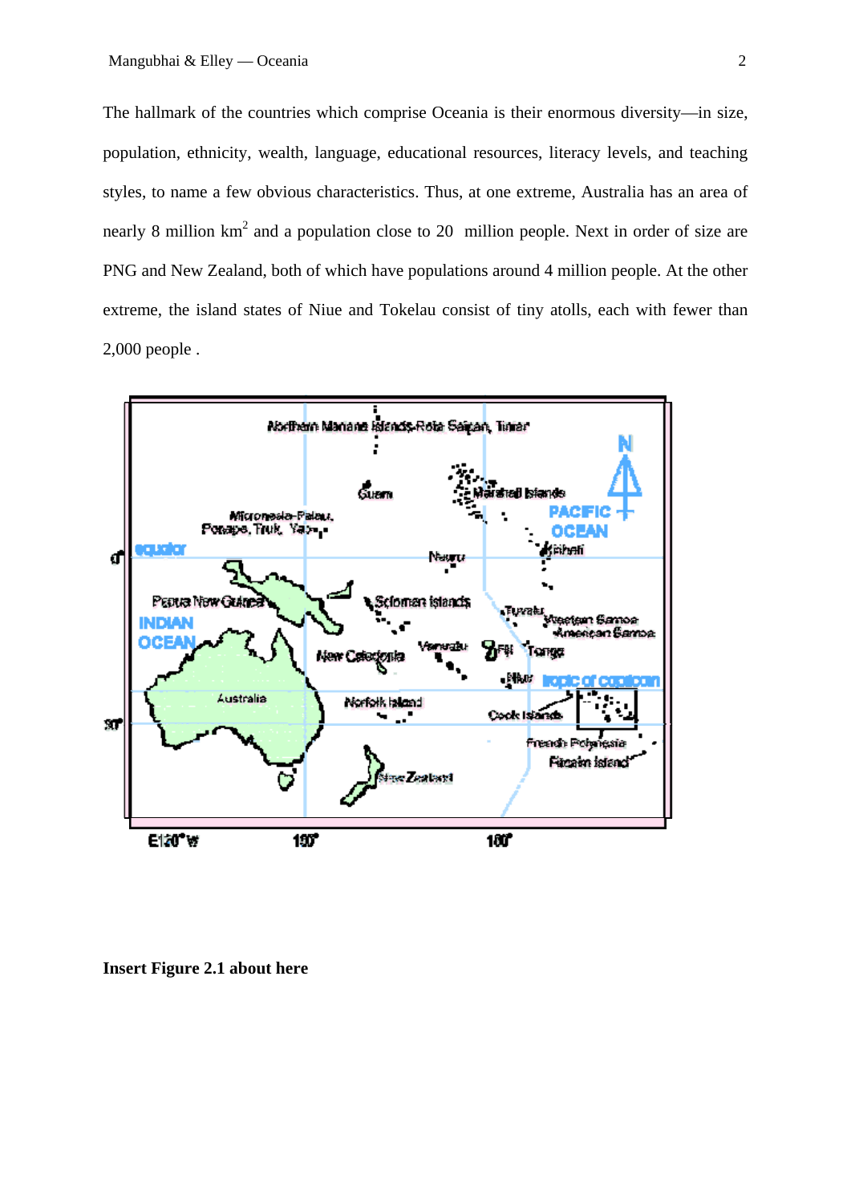The hallmark of the countries which comprise Oceania is their enormous diversity—in size, population, ethnicity, wealth, language, educational resources, literacy levels, and teaching styles, to name a few obvious characteristics. Thus, at one extreme, Australia has an area of nearly 8 million km$^2$ and a population close to 20 million people. Next in order of size are PNG and New Zealand, both of which have populations around 4 million people. At the other extreme, the island states of Niue and Tokelau consist of tiny atolls, each with fewer than 2,000 people .

**Insert Figure 2.1 about here**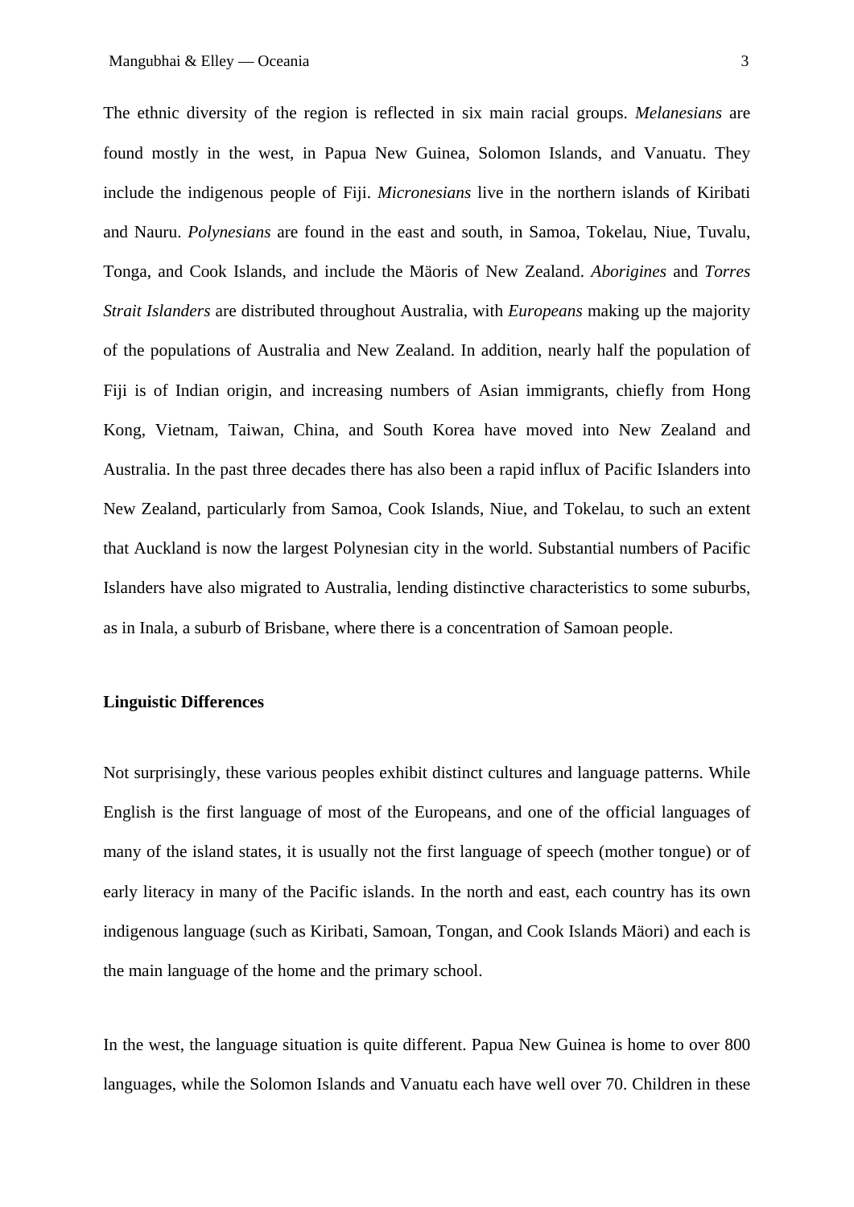The ethnic diversity of the region is reflected in six main racial groups. *Melanesians* are found mostly in the west, in Papua New Guinea, Solomon Islands, and Vanuatu. They include the indigenous people of Fiji. *Micronesians* live in the northern islands of Kiribati and Nauru. *Polynesians* are found in the east and south, in Samoa, Tokelau, Niue, Tuvalu, Tonga, and Cook Islands, and include the Mäoris of New Zealand. *Aborigines* and *Torres Strait Islanders* are distributed throughout Australia, with *Europeans* making up the majority of the populations of Australia and New Zealand. In addition, nearly half the population of Fiji is of Indian origin, and increasing numbers of Asian immigrants, chiefly from Hong Kong, Vietnam, Taiwan, China, and South Korea have moved into New Zealand and Australia. In the past three decades there has also been a rapid influx of Pacific Islanders into New Zealand, particularly from Samoa, Cook Islands, Niue, and Tokelau, to such an extent that Auckland is now the largest Polynesian city in the world. Substantial numbers of Pacific Islanders have also migrated to Australia, lending distinctive characteristics to some suburbs, as in Inala, a suburb of Brisbane, where there is a concentration of Samoan people.

**Linguistic Differences**

Not surprisingly, these various peoples exhibit distinct cultures and language patterns. While English is the first language of most of the Europeans, and one of the official languages of many of the island states, it is usually not the first language of speech (mother tongue) or of early literacy in many of the Pacific islands. In the north and east, each country has its own indigenous language (such as Kiribati, Samoan, Tongan, and Cook Islands Mäori) and each is the main language of the home and the primary school.

In the west, the language situation is quite different. Papua New Guinea is home to over 800 languages, while the Solomon Islands and Vanuatu each have well over 70. Children in these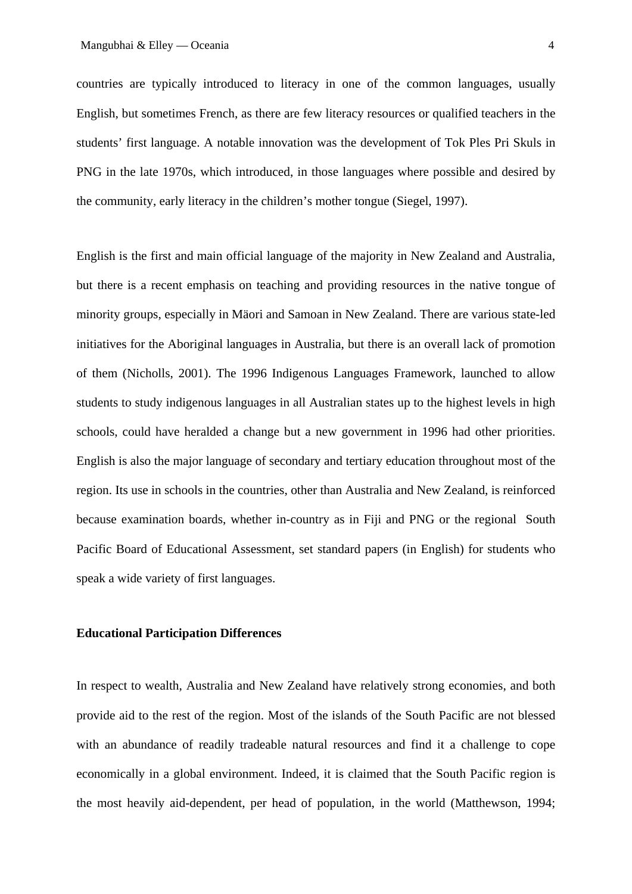countries are typically introduced to literacy in one of the common languages, usually English, but sometimes French, as there are few literacy resources or qualified teachers in the students' first language. A notable innovation was the development of Tok Ples Pri Skuls in PNG in the late 1970s, which introduced, in those languages where possible and desired by the community, early literacy in the children's mother tongue (Siegel, 1997).

English is the first and main official language of the majority in New Zealand and Australia, but there is a recent emphasis on teaching and providing resources in the native tongue of minority groups, especially in Mäori and Samoan in New Zealand. There are various state-led initiatives for the Aboriginal languages in Australia, but there is an overall lack of promotion of them (Nicholls, 2001). The 1996 Indigenous Languages Framework, launched to allow students to study indigenous languages in all Australian states up to the highest levels in high schools, could have heralded a change but a new government in 1996 had other priorities. English is also the major language of secondary and tertiary education throughout most of the region. Its use in schools in the countries, other than Australia and New Zealand, is reinforced because examination boards, whether in-country as in Fiji and PNG or the regional South Pacific Board of Educational Assessment, set standard papers (in English) for students who speak a wide variety of first languages.

**Educational Participation Differences**

In respect to wealth, Australia and New Zealand have relatively strong economies, and both provide aid to the rest of the region. Most of the islands of the South Pacific are not blessed with an abundance of readily tradeable natural resources and find it a challenge to cope economically in a global environment. Indeed, it is claimed that the South Pacific region is the most heavily aid-dependent, per head of population, in the world (Matthewson, 1994;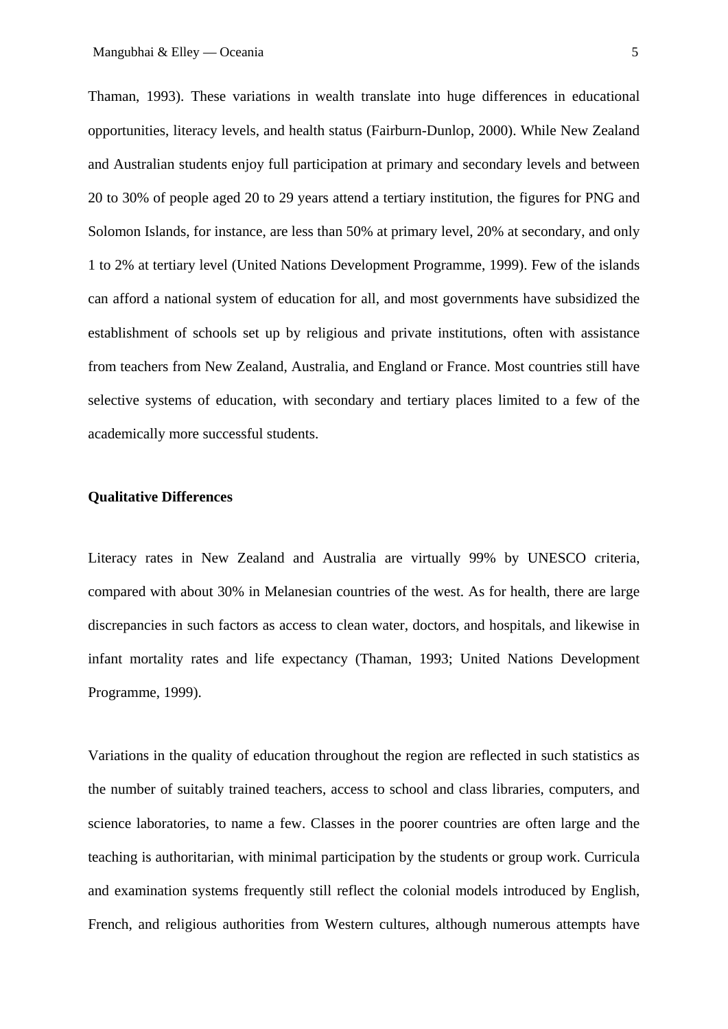Thaman, 1993). These variations in wealth translate into huge differences in educational opportunities, literacy levels, and health status (Fairburn-Dunlop, 2000). While New Zealand and Australian students enjoy full participation at primary and secondary levels and between 20 to 30% of people aged 20 to 29 years attend a tertiary institution, the figures for PNG and Solomon Islands, for instance, are less than 50% at primary level, 20% at secondary, and only 1 to 2% at tertiary level (United Nations Development Programme, 1999). Few of the islands can afford a national system of education for all, and most governments have subsidized the establishment of schools set up by religious and private institutions, often with assistance from teachers from New Zealand, Australia, and England or France. Most countries still have selective systems of education, with secondary and tertiary places limited to a few of the academically more successful students.

**Qualitative Differences**

Literacy rates in New Zealand and Australia are virtually 99% by UNESCO criteria, compared with about 30% in Melanesian countries of the west. As for health, there are large discrepancies in such factors as access to clean water, doctors, and hospitals, and likewise in infant mortality rates and life expectancy (Thaman, 1993; United Nations Development Programme, 1999).

Variations in the quality of education throughout the region are reflected in such statistics as the number of suitably trained teachers, access to school and class libraries, computers, and science laboratories, to name a few. Classes in the poorer countries are often large and the teaching is authoritarian, with minimal participation by the students or group work. Curricula and examination systems frequently still reflect the colonial models introduced by English, French, and religious authorities from Western cultures, although numerous attempts have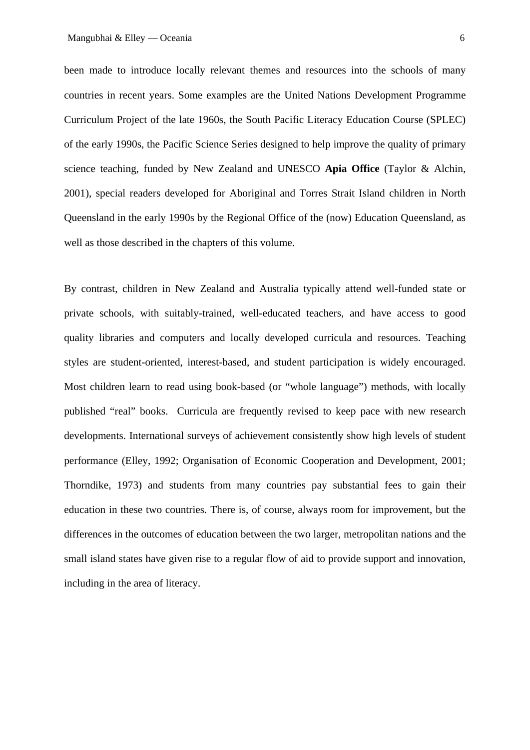been made to introduce locally relevant themes and resources into the schools of many countries in recent years. Some examples are the United Nations Development Programme Curriculum Project of the late 1960s, the South Pacific Literacy Education Course (SPLEC) of the early 1990s, the Pacific Science Series designed to help improve the quality of primary science teaching, funded by New Zealand and UNESCO **Apia Office** (Taylor & Alchin, 2001), special readers developed for Aboriginal and Torres Strait Island children in North Queensland in the early 1990s by the Regional Office of the (now) Education Queensland, as well as those described in the chapters of this volume.

By contrast, children in New Zealand and Australia typically attend well-funded state or private schools, with suitably-trained, well-educated teachers, and have access to good quality libraries and computers and locally developed curricula and resources. Teaching styles are student-oriented, interest-based, and student participation is widely encouraged. Most children learn to read using book-based (or "whole language") methods, with locally published "real" books. Curricula are frequently revised to keep pace with new research developments. International surveys of achievement consistently show high levels of student performance (Elley, 1992; Organisation of Economic Cooperation and Development, 2001; Thorndike, 1973) and students from many countries pay substantial fees to gain their education in these two countries. There is, of course, always room for improvement, but the differences in the outcomes of education between the two larger, metropolitan nations and the small island states have given rise to a regular flow of aid to provide support and innovation, including in the area of literacy.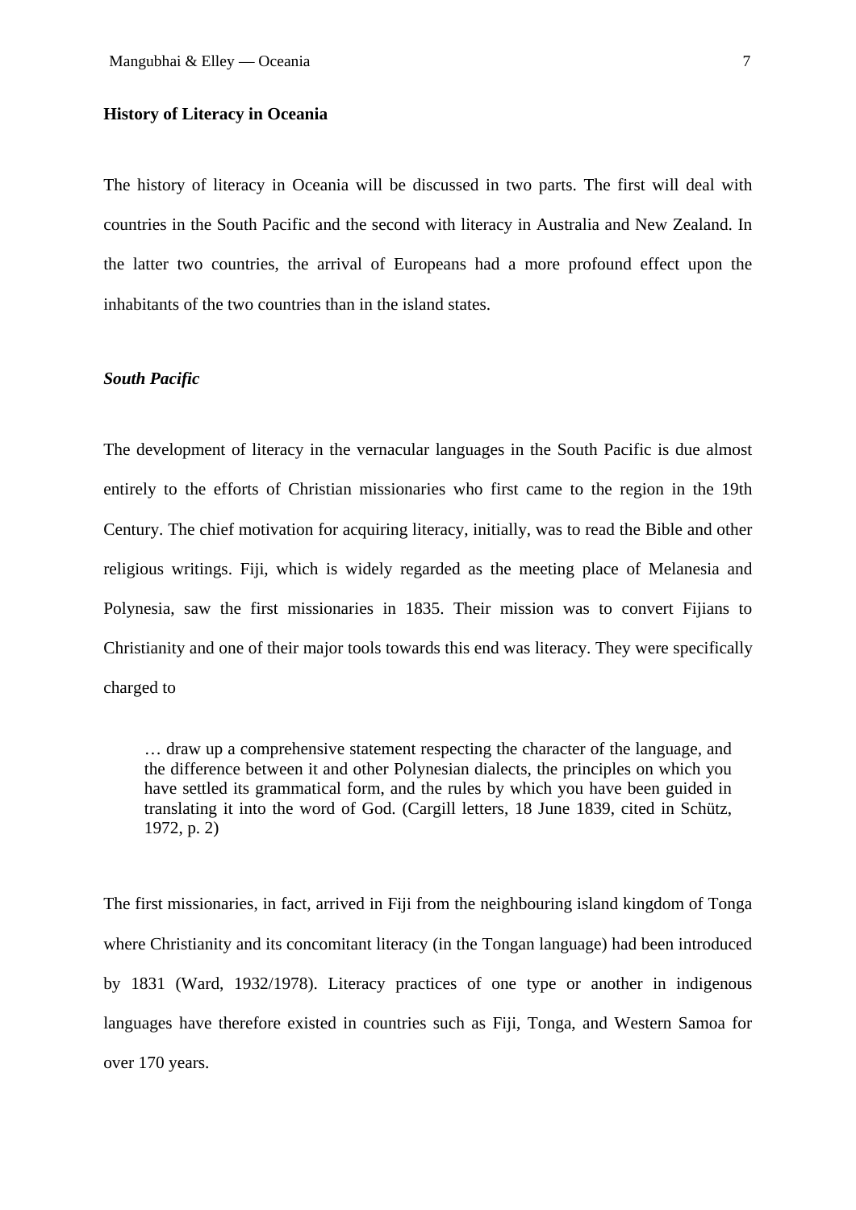## History of Literacy in Oceania

The history of literacy in Oceania will be discussed in two parts. The first will deal with countries in the South Pacific and the second with literacy in Australia and New Zealand. In the latter two countries, the arrival of Europeans had a more profound effect upon the inhabitants of the two countries than in the island states.

### *South Pacific*

The development of literacy in the vernacular languages in the South Pacific is due almost entirely to the efforts of Christian missionaries who first came to the region in the 19th Century. The chief motivation for acquiring literacy, initially, was to read the Bible and other religious writings. Fiji, which is widely regarded as the meeting place of Melanesia and Polynesia, saw the first missionaries in 1835. Their mission was to convert Fijians to Christianity and one of their major tools towards this end was literacy. They were specifically charged to

> … draw up a comprehensive statement respecting the character of the language, and the difference between it and other Polynesian dialects, the principles on which you have settled its grammatical form, and the rules by which you have been guided in translating it into the word of God. (Cargill letters, 18 June 1839, cited in Schütz, 1972, p. 2)

The first missionaries, in fact, arrived in Fiji from the neighbouring island kingdom of Tonga where Christianity and its concomitant literacy (in the Tongan language) had been introduced by 1831 (Ward, 1932/1978). Literacy practices of one type or another in indigenous languages have therefore existed in countries such as Fiji, Tonga, and Western Samoa for over 170 years.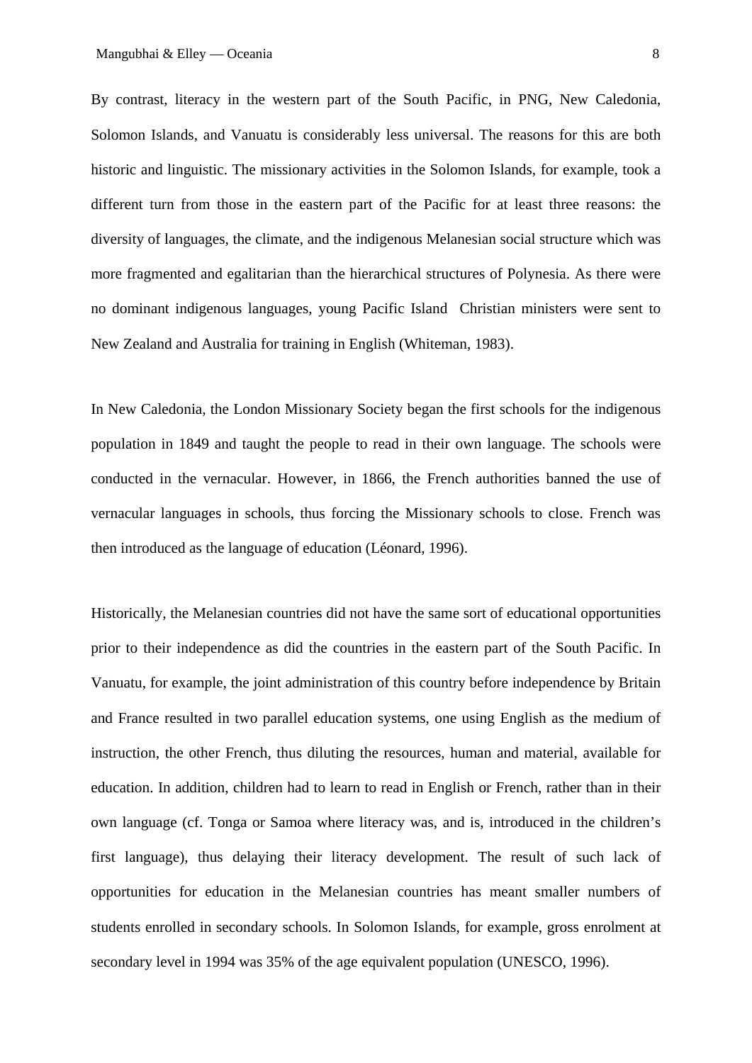By contrast, literacy in the western part of the South Pacific, in PNG, New Caledonia, Solomon Islands, and Vanuatu is considerably less universal. The reasons for this are both historic and linguistic. The missionary activities in the Solomon Islands, for example, took a different turn from those in the eastern part of the Pacific for at least three reasons: the diversity of languages, the climate, and the indigenous Melanesian social structure which was more fragmented and egalitarian than the hierarchical structures of Polynesia. As there were no dominant indigenous languages, young Pacific Island Christian ministers were sent to New Zealand and Australia for training in English (Whiteman, 1983).

In New Caledonia, the London Missionary Society began the first schools for the indigenous population in 1849 and taught the people to read in their own language. The schools were conducted in the vernacular. However, in 1866, the French authorities banned the use of vernacular languages in schools, thus forcing the Missionary schools to close. French was then introduced as the language of education (Léonard, 1996).

Historically, the Melanesian countries did not have the same sort of educational opportunities prior to their independence as did the countries in the eastern part of the South Pacific. In Vanuatu, for example, the joint administration of this country before independence by Britain and France resulted in two parallel education systems, one using English as the medium of instruction, the other French, thus diluting the resources, human and material, available for education. In addition, children had to learn to read in English or French, rather than in their own language (cf. Tonga or Samoa where literacy was, and is, introduced in the children's first language), thus delaying their literacy development. The result of such lack of opportunities for education in the Melanesian countries has meant smaller numbers of students enrolled in secondary schools. In Solomon Islands, for example, gross enrolment at secondary level in 1994 was 35% of the age equivalent population (UNESCO, 1996).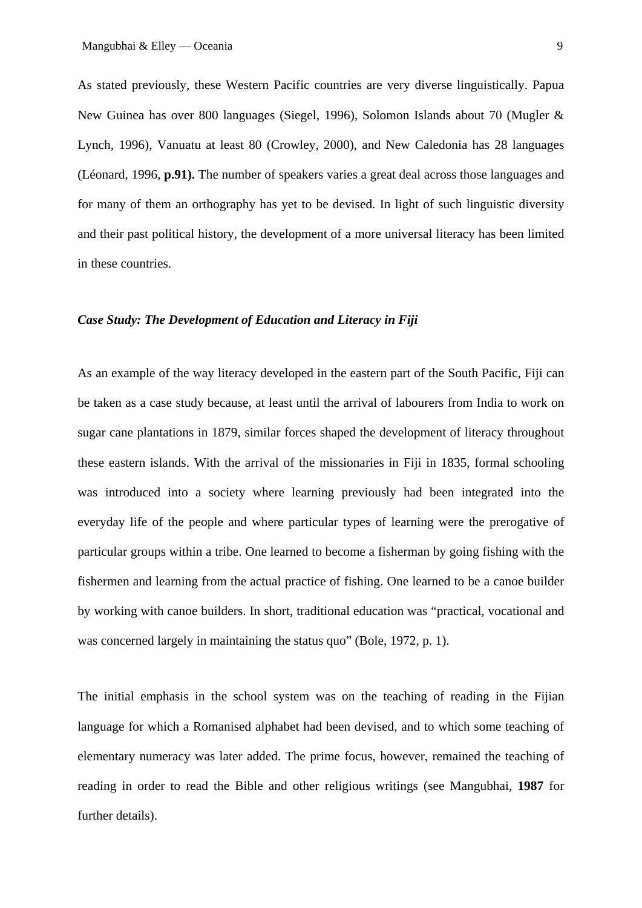As stated previously, these Western Pacific countries are very diverse linguistically. Papua New Guinea has over 800 languages (Siegel, 1996), Solomon Islands about 70 (Mugler & Lynch, 1996), Vanuatu at least 80 (Crowley, 2000), and New Caledonia has 28 languages (Léonard, 1996, **p.91).** The number of speakers varies a great deal across those languages and for many of them an orthography has yet to be devised. In light of such linguistic diversity and their past political history, the development of a more universal literacy has been limited in these countries.

### *Case Study: The Development of Education and Literacy in Fiji*

As an example of the way literacy developed in the eastern part of the South Pacific, Fiji can be taken as a case study because, at least until the arrival of labourers from India to work on sugar cane plantations in 1879, similar forces shaped the development of literacy throughout these eastern islands. With the arrival of the missionaries in Fiji in 1835, formal schooling was introduced into a society where learning previously had been integrated into the everyday life of the people and where particular types of learning were the prerogative of particular groups within a tribe. One learned to become a fisherman by going fishing with the fishermen and learning from the actual practice of fishing. One learned to be a canoe builder by working with canoe builders. In short, traditional education was "practical, vocational and was concerned largely in maintaining the status quo" (Bole, 1972, p. 1).

The initial emphasis in the school system was on the teaching of reading in the Fijian language for which a Romanised alphabet had been devised, and to which some teaching of elementary numeracy was later added. The prime focus, however, remained the teaching of reading in order to read the Bible and other religious writings (see Mangubhai, **1987** for further details).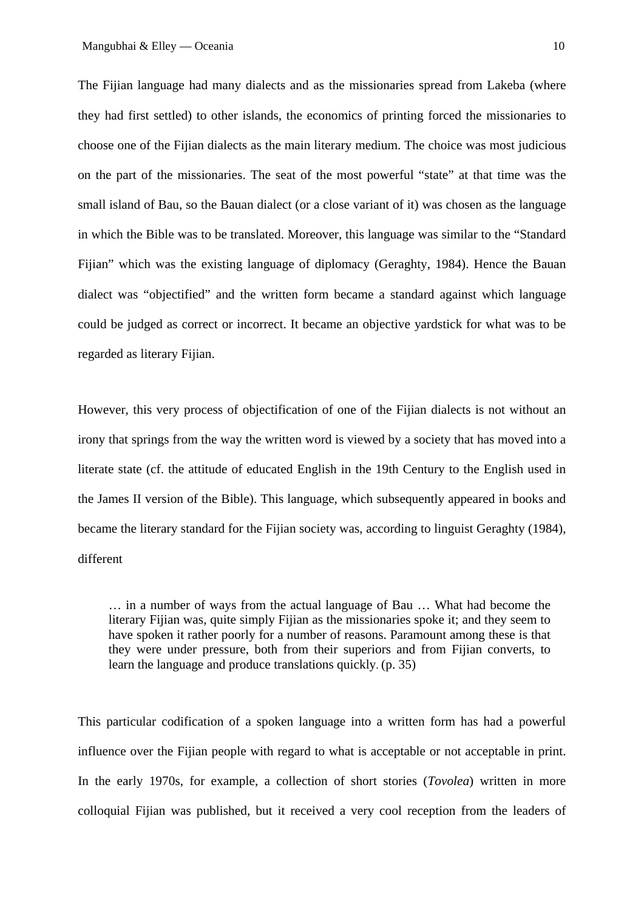The Fijian language had many dialects and as the missionaries spread from Lakeba (where they had first settled) to other islands, the economics of printing forced the missionaries to choose one of the Fijian dialects as the main literary medium. The choice was most judicious on the part of the missionaries. The seat of the most powerful "state" at that time was the small island of Bau, so the Bauan dialect (or a close variant of it) was chosen as the language in which the Bible was to be translated. Moreover, this language was similar to the "Standard Fijian" which was the existing language of diplomacy (Geraghty, 1984). Hence the Bauan dialect was "objectified" and the written form became a standard against which language could be judged as correct or incorrect. It became an objective yardstick for what was to be regarded as literary Fijian.

However, this very process of objectification of one of the Fijian dialects is not without an irony that springs from the way the written word is viewed by a society that has moved into a literate state (cf. the attitude of educated English in the 19th Century to the English used in the James II version of the Bible). This language, which subsequently appeared in books and became the literary standard for the Fijian society was, according to linguist Geraghty (1984), different

> … in a number of ways from the actual language of Bau … What had become the literary Fijian was, quite simply Fijian as the missionaries spoke it; and they seem to have spoken it rather poorly for a number of reasons. Paramount among these is that they were under pressure, both from their superiors and from Fijian converts, to learn the language and produce translations quickly. (p. 35)

This particular codification of a spoken language into a written form has had a powerful influence over the Fijian people with regard to what is acceptable or not acceptable in print. In the early 1970s, for example, a collection of short stories (*Tovolea*) written in more colloquial Fijian was published, but it received a very cool reception from the leaders of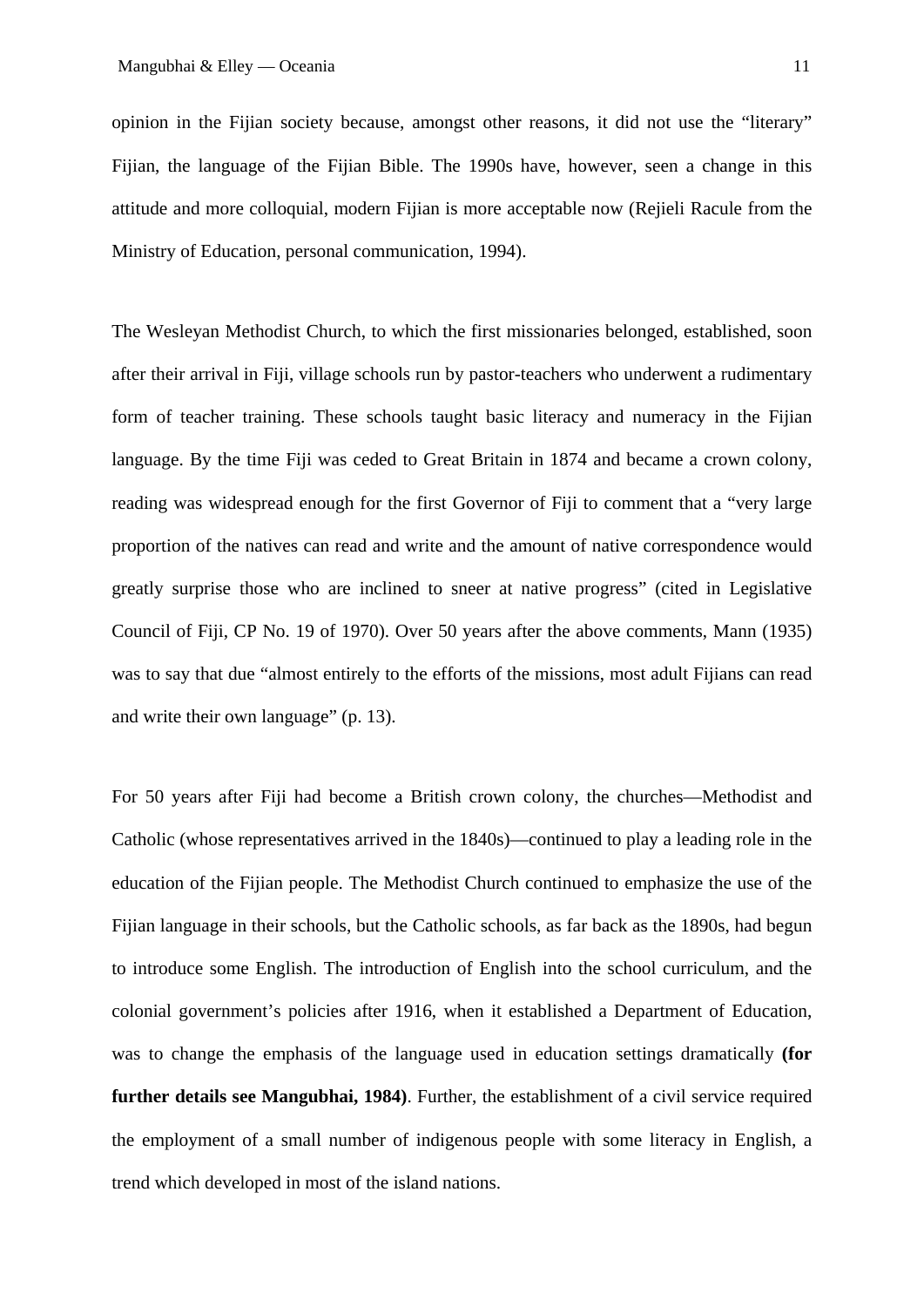opinion in the Fijian society because, amongst other reasons, it did not use the "literary" Fijian, the language of the Fijian Bible. The 1990s have, however, seen a change in this attitude and more colloquial, modern Fijian is more acceptable now (Rejieli Racule from the Ministry of Education, personal communication, 1994).

The Wesleyan Methodist Church, to which the first missionaries belonged, established, soon after their arrival in Fiji, village schools run by pastor-teachers who underwent a rudimentary form of teacher training. These schools taught basic literacy and numeracy in the Fijian language. By the time Fiji was ceded to Great Britain in 1874 and became a crown colony, reading was widespread enough for the first Governor of Fiji to comment that a "very large proportion of the natives can read and write and the amount of native correspondence would greatly surprise those who are inclined to sneer at native progress" (cited in Legislative Council of Fiji, CP No. 19 of 1970). Over 50 years after the above comments, Mann (1935) was to say that due "almost entirely to the efforts of the missions, most adult Fijians can read and write their own language" (p. 13).

For 50 years after Fiji had become a British crown colony, the churches—Methodist and Catholic (whose representatives arrived in the 1840s)—continued to play a leading role in the education of the Fijian people. The Methodist Church continued to emphasize the use of the Fijian language in their schools, but the Catholic schools, as far back as the 1890s, had begun to introduce some English. The introduction of English into the school curriculum, and the colonial government's policies after 1916, when it established a Department of Education, was to change the emphasis of the language used in education settings dramatically **(for further details see Mangubhai, 1984)**. Further, the establishment of a civil service required the employment of a small number of indigenous people with some literacy in English, a trend which developed in most of the island nations.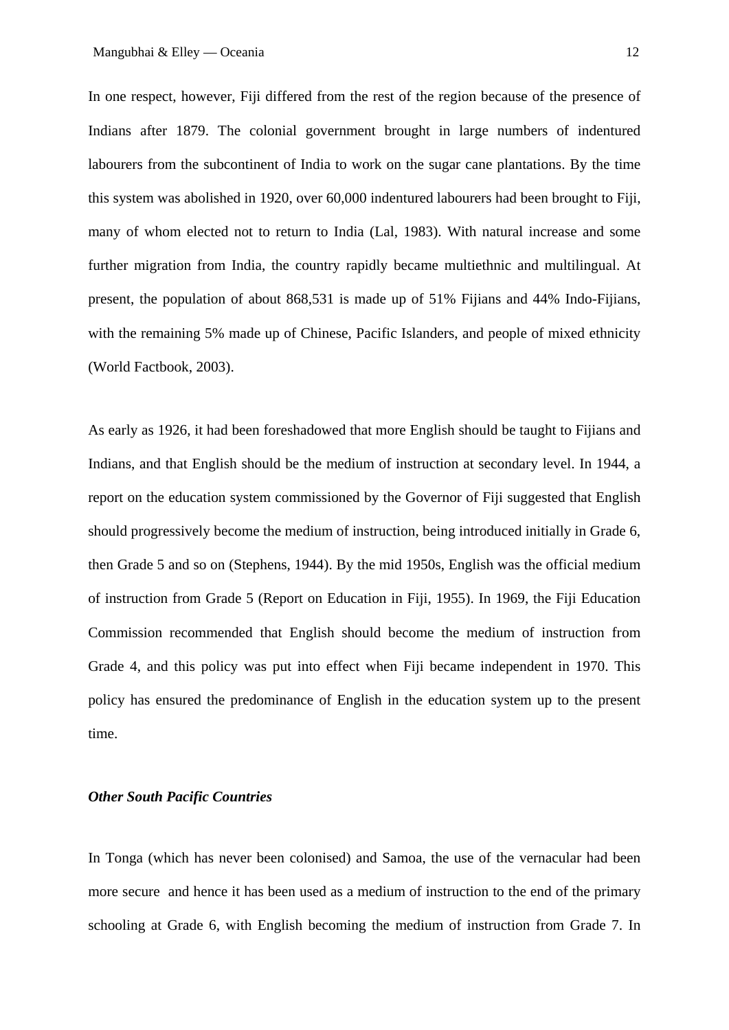In one respect, however, Fiji differed from the rest of the region because of the presence of Indians after 1879. The colonial government brought in large numbers of indentured labourers from the subcontinent of India to work on the sugar cane plantations. By the time this system was abolished in 1920, over 60,000 indentured labourers had been brought to Fiji, many of whom elected not to return to India (Lal, 1983). With natural increase and some further migration from India, the country rapidly became multiethnic and multilingual. At present, the population of about 868,531 is made up of 51% Fijians and 44% Indo-Fijians, with the remaining 5% made up of Chinese, Pacific Islanders, and people of mixed ethnicity (World Factbook, 2003).

As early as 1926, it had been foreshadowed that more English should be taught to Fijians and Indians, and that English should be the medium of instruction at secondary level. In 1944, a report on the education system commissioned by the Governor of Fiji suggested that English should progressively become the medium of instruction, being introduced initially in Grade 6, then Grade 5 and so on (Stephens, 1944). By the mid 1950s, English was the official medium of instruction from Grade 5 (Report on Education in Fiji, 1955). In 1969, the Fiji Education Commission recommended that English should become the medium of instruction from Grade 4, and this policy was put into effect when Fiji became independent in 1970. This policy has ensured the predominance of English in the education system up to the present time.

***Other South Pacific Countries***

In Tonga (which has never been colonised) and Samoa, the use of the vernacular had been more secure and hence it has been used as a medium of instruction to the end of the primary schooling at Grade 6, with English becoming the medium of instruction from Grade 7. In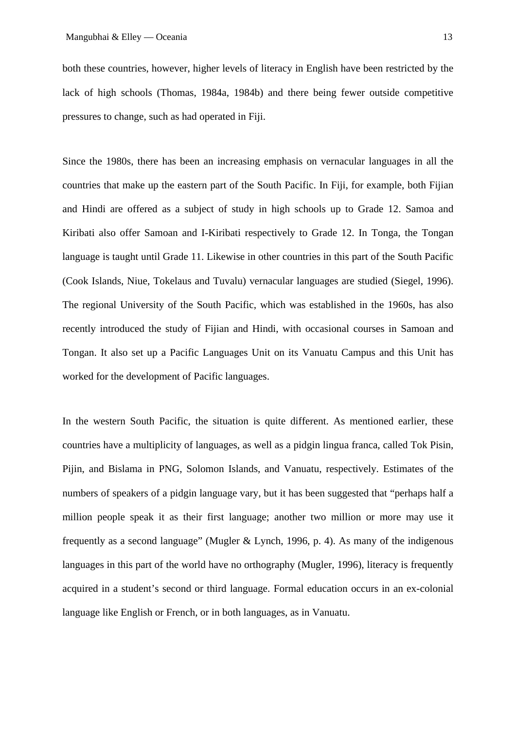both these countries, however, higher levels of literacy in English have been restricted by the lack of high schools (Thomas, 1984a, 1984b) and there being fewer outside competitive pressures to change, such as had operated in Fiji.

Since the 1980s, there has been an increasing emphasis on vernacular languages in all the countries that make up the eastern part of the South Pacific. In Fiji, for example, both Fijian and Hindi are offered as a subject of study in high schools up to Grade 12. Samoa and Kiribati also offer Samoan and I-Kiribati respectively to Grade 12. In Tonga, the Tongan language is taught until Grade 11. Likewise in other countries in this part of the South Pacific (Cook Islands, Niue, Tokelaus and Tuvalu) vernacular languages are studied (Siegel, 1996). The regional University of the South Pacific, which was established in the 1960s, has also recently introduced the study of Fijian and Hindi, with occasional courses in Samoan and Tongan. It also set up a Pacific Languages Unit on its Vanuatu Campus and this Unit has worked for the development of Pacific languages.

In the western South Pacific, the situation is quite different. As mentioned earlier, these countries have a multiplicity of languages, as well as a pidgin lingua franca, called Tok Pisin, Pijin, and Bislama in PNG, Solomon Islands, and Vanuatu, respectively. Estimates of the numbers of speakers of a pidgin language vary, but it has been suggested that "perhaps half a million people speak it as their first language; another two million or more may use it frequently as a second language" (Mugler & Lynch, 1996, p. 4). As many of the indigenous languages in this part of the world have no orthography (Mugler, 1996), literacy is frequently acquired in a student's second or third language. Formal education occurs in an ex-colonial language like English or French, or in both languages, as in Vanuatu.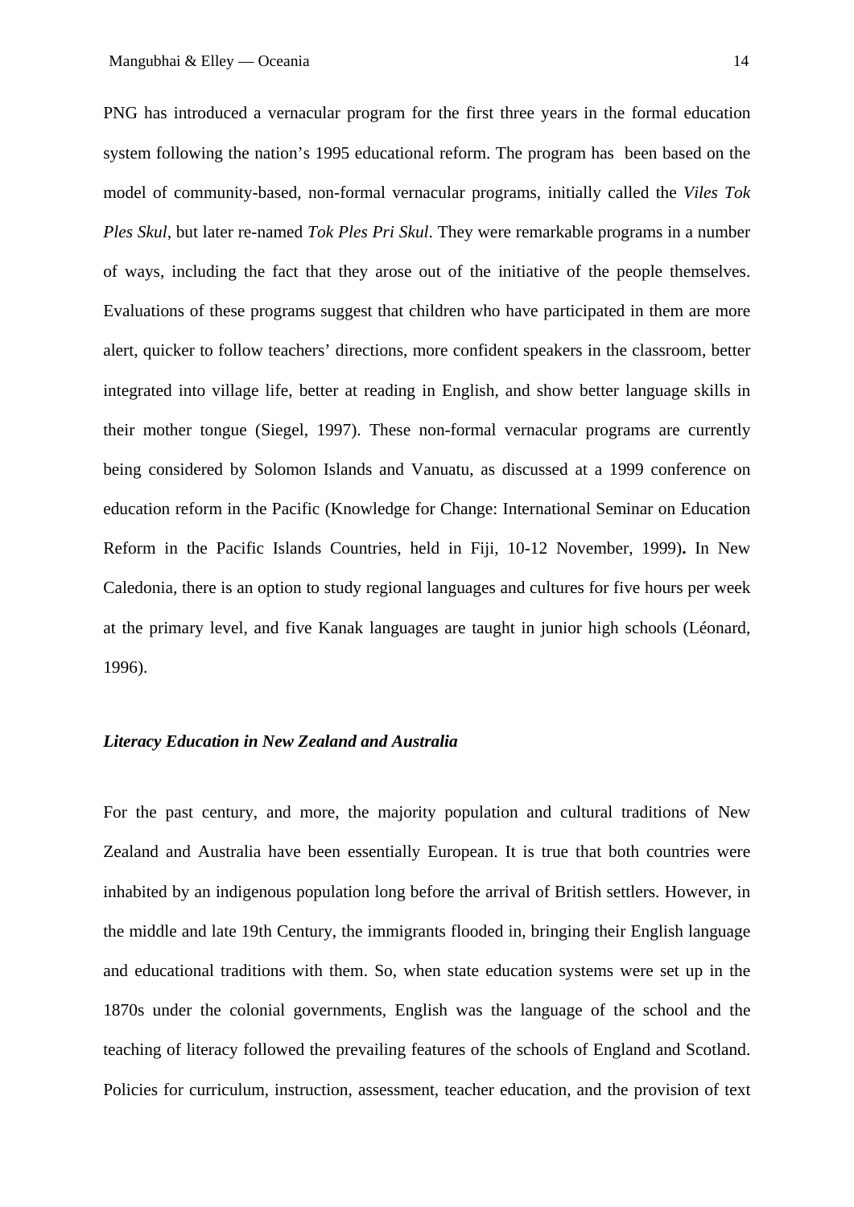PNG has introduced a vernacular program for the first three years in the formal education system following the nation's 1995 educational reform. The program has been based on the model of community-based, non-formal vernacular programs, initially called the *Viles Tok Ples Skul,* but later re-named *Tok Ples Pri Skul*. They were remarkable programs in a number of ways, including the fact that they arose out of the initiative of the people themselves. Evaluations of these programs suggest that children who have participated in them are more alert, quicker to follow teachers' directions, more confident speakers in the classroom, better integrated into village life, better at reading in English, and show better language skills in their mother tongue (Siegel, 1997). These non-formal vernacular programs are currently being considered by Solomon Islands and Vanuatu, as discussed at a 1999 conference on education reform in the Pacific (Knowledge for Change: International Seminar on Education Reform in the Pacific Islands Countries, held in Fiji, 10-12 November, 1999)**.** In New Caledonia, there is an option to study regional languages and cultures for five hours per week at the primary level, and five Kanak languages are taught in junior high schools (Léonard, 1996).

### *Literacy Education in New Zealand and Australia*

For the past century, and more, the majority population and cultural traditions of New Zealand and Australia have been essentially European. It is true that both countries were inhabited by an indigenous population long before the arrival of British settlers. However, in the middle and late 19th Century, the immigrants flooded in, bringing their English language and educational traditions with them. So, when state education systems were set up in the 1870s under the colonial governments, English was the language of the school and the teaching of literacy followed the prevailing features of the schools of England and Scotland. Policies for curriculum, instruction, assessment, teacher education, and the provision of text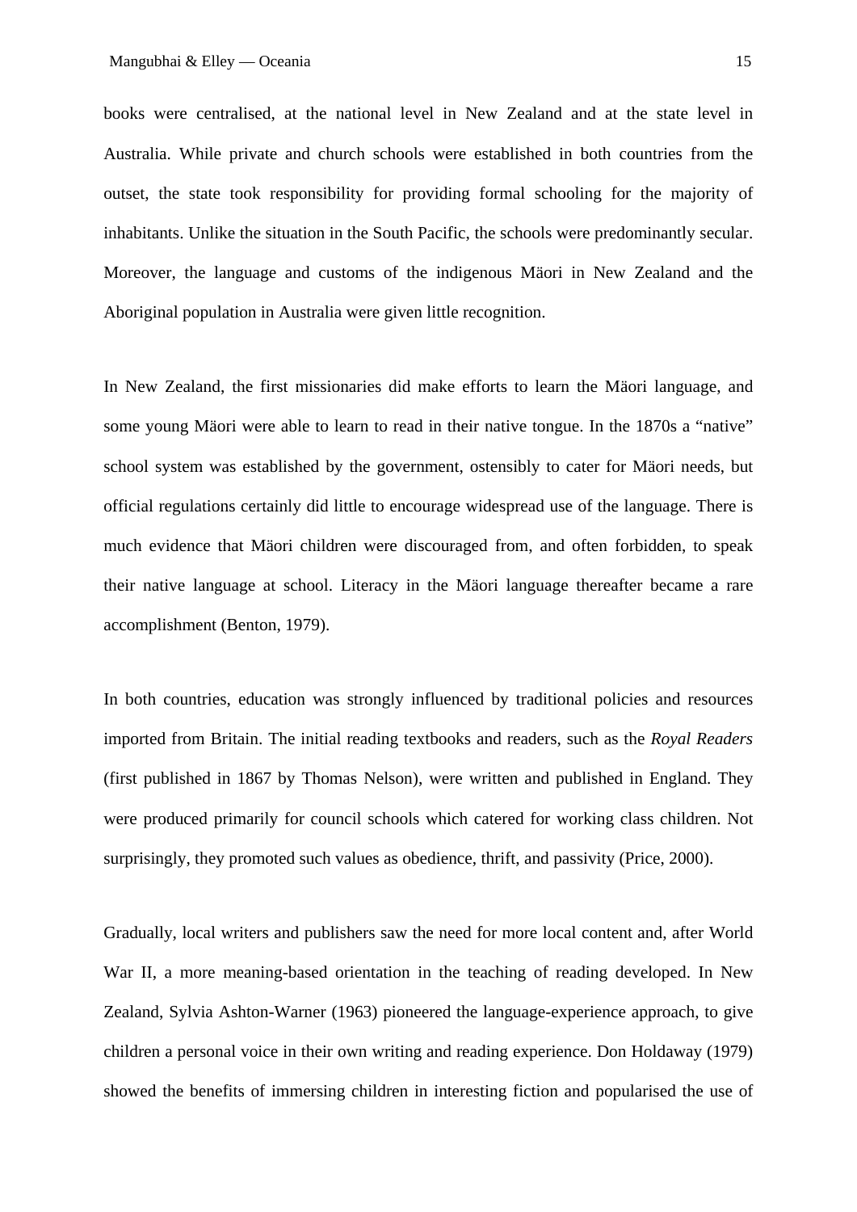books were centralised, at the national level in New Zealand and at the state level in Australia. While private and church schools were established in both countries from the outset, the state took responsibility for providing formal schooling for the majority of inhabitants. Unlike the situation in the South Pacific, the schools were predominantly secular. Moreover, the language and customs of the indigenous Mäori in New Zealand and the Aboriginal population in Australia were given little recognition.

In New Zealand, the first missionaries did make efforts to learn the Mäori language, and some young Mäori were able to learn to read in their native tongue. In the 1870s a "native" school system was established by the government, ostensibly to cater for Mäori needs, but official regulations certainly did little to encourage widespread use of the language. There is much evidence that Mäori children were discouraged from, and often forbidden, to speak their native language at school. Literacy in the Mäori language thereafter became a rare accomplishment (Benton, 1979).

In both countries, education was strongly influenced by traditional policies and resources imported from Britain. The initial reading textbooks and readers, such as the *Royal Readers* (first published in 1867 by Thomas Nelson), were written and published in England. They were produced primarily for council schools which catered for working class children. Not surprisingly, they promoted such values as obedience, thrift, and passivity (Price, 2000).

Gradually, local writers and publishers saw the need for more local content and, after World War II, a more meaning-based orientation in the teaching of reading developed. In New Zealand, Sylvia Ashton-Warner (1963) pioneered the language-experience approach, to give children a personal voice in their own writing and reading experience. Don Holdaway (1979) showed the benefits of immersing children in interesting fiction and popularised the use of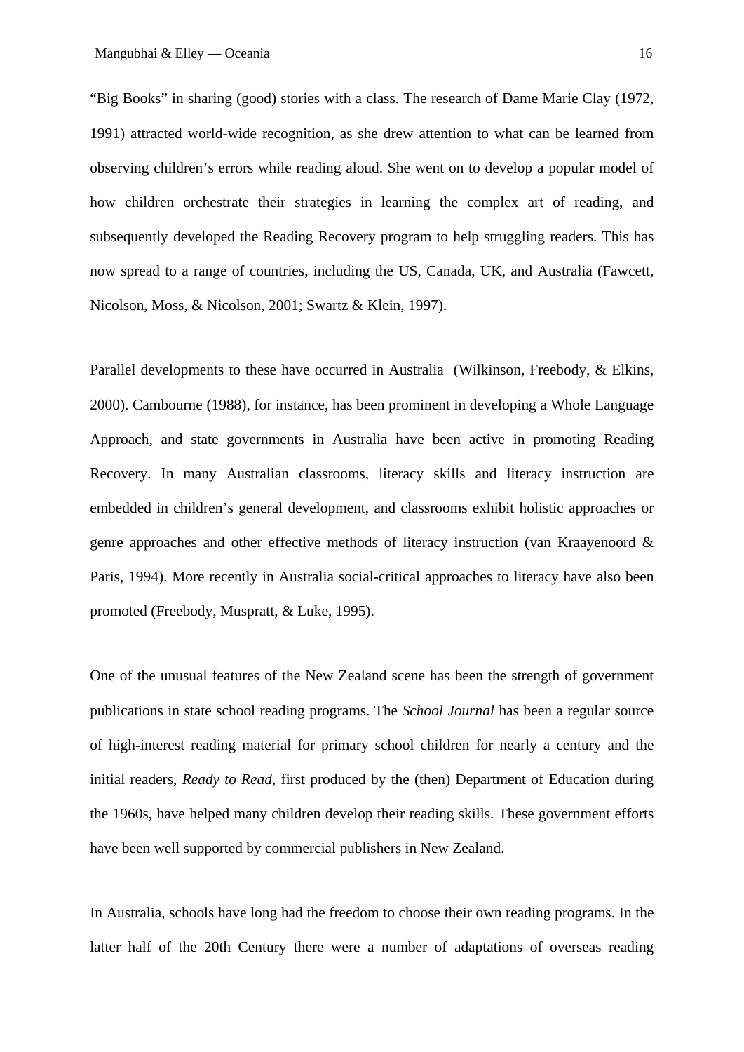“Big Books” in sharing (good) stories with a class. The research of Dame Marie Clay (1972, 1991) attracted world-wide recognition, as she drew attention to what can be learned from observing children’s errors while reading aloud. She went on to develop a popular model of how children orchestrate their strategies in learning the complex art of reading, and subsequently developed the Reading Recovery program to help struggling readers. This has now spread to a range of countries, including the US, Canada, UK, and Australia (Fawcett, Nicolson, Moss, & Nicolson, 2001; Swartz & Klein, 1997).

Parallel developments to these have occurred in Australia (Wilkinson, Freebody, & Elkins, 2000). Cambourne (1988), for instance, has been prominent in developing a Whole Language Approach, and state governments in Australia have been active in promoting Reading Recovery. In many Australian classrooms, literacy skills and literacy instruction are embedded in children’s general development, and classrooms exhibit holistic approaches or genre approaches and other effective methods of literacy instruction (van Kraayenoord & Paris, 1994). More recently in Australia social-critical approaches to literacy have also been promoted (Freebody, Muspratt, & Luke, 1995).

One of the unusual features of the New Zealand scene has been the strength of government publications in state school reading programs. The *School Journal* has been a regular source of high-interest reading material for primary school children for nearly a century and the initial readers, *Ready to Read*, first produced by the (then) Department of Education during the 1960s, have helped many children develop their reading skills. These government efforts have been well supported by commercial publishers in New Zealand.

In Australia, schools have long had the freedom to choose their own reading programs. In the latter half of the 20th Century there were a number of adaptations of overseas reading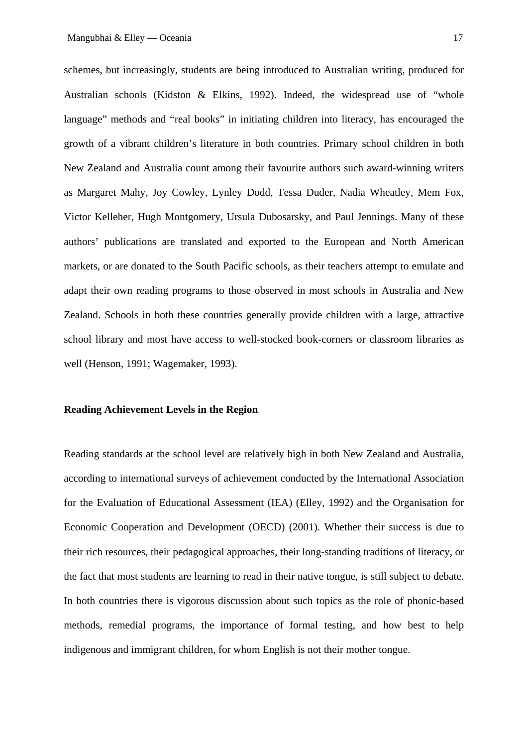schemes, but increasingly, students are being introduced to Australian writing, produced for Australian schools (Kidston & Elkins, 1992). Indeed, the widespread use of "whole language" methods and "real books" in initiating children into literacy, has encouraged the growth of a vibrant children's literature in both countries. Primary school children in both New Zealand and Australia count among their favourite authors such award-winning writers as Margaret Mahy, Joy Cowley, Lynley Dodd, Tessa Duder, Nadia Wheatley, Mem Fox, Victor Kelleher, Hugh Montgomery, Ursula Dubosarsky, and Paul Jennings. Many of these authors' publications are translated and exported to the European and North American markets, or are donated to the South Pacific schools, as their teachers attempt to emulate and adapt their own reading programs to those observed in most schools in Australia and New Zealand. Schools in both these countries generally provide children with a large, attractive school library and most have access to well-stocked book-corners or classroom libraries as well (Henson, 1991; Wagemaker, 1993).

## Reading Achievement Levels in the Region

Reading standards at the school level are relatively high in both New Zealand and Australia, according to international surveys of achievement conducted by the International Association for the Evaluation of Educational Assessment (IEA) (Elley, 1992) and the Organisation for Economic Cooperation and Development (OECD) (2001). Whether their success is due to their rich resources, their pedagogical approaches, their long-standing traditions of literacy, or the fact that most students are learning to read in their native tongue, is still subject to debate. In both countries there is vigorous discussion about such topics as the role of phonic-based methods, remedial programs, the importance of formal testing, and how best to help indigenous and immigrant children, for whom English is not their mother tongue.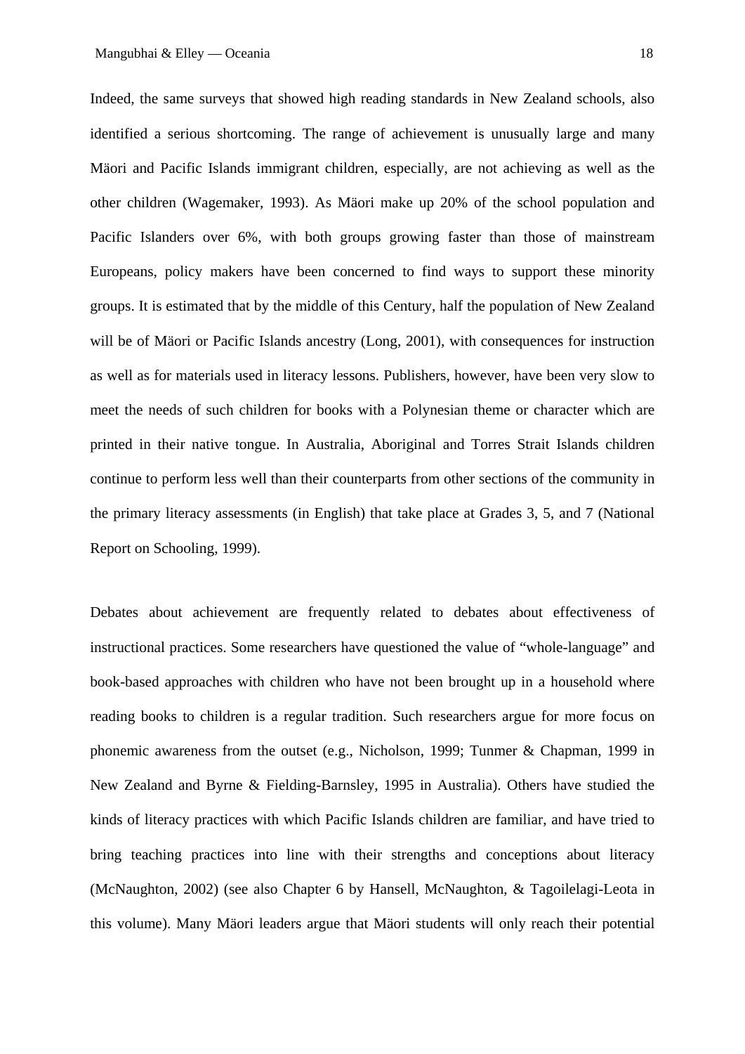Indeed, the same surveys that showed high reading standards in New Zealand schools, also identified a serious shortcoming. The range of achievement is unusually large and many Mäori and Pacific Islands immigrant children, especially, are not achieving as well as the other children (Wagemaker, 1993). As Mäori make up 20% of the school population and Pacific Islanders over 6%, with both groups growing faster than those of mainstream Europeans, policy makers have been concerned to find ways to support these minority groups. It is estimated that by the middle of this Century, half the population of New Zealand will be of Mäori or Pacific Islands ancestry (Long, 2001), with consequences for instruction as well as for materials used in literacy lessons. Publishers, however, have been very slow to meet the needs of such children for books with a Polynesian theme or character which are printed in their native tongue. In Australia, Aboriginal and Torres Strait Islands children continue to perform less well than their counterparts from other sections of the community in the primary literacy assessments (in English) that take place at Grades 3, 5, and 7 (National Report on Schooling, 1999).

Debates about achievement are frequently related to debates about effectiveness of instructional practices. Some researchers have questioned the value of "whole-language" and book-based approaches with children who have not been brought up in a household where reading books to children is a regular tradition. Such researchers argue for more focus on phonemic awareness from the outset (e.g., Nicholson, 1999; Tunmer & Chapman, 1999 in New Zealand and Byrne & Fielding-Barnsley, 1995 in Australia). Others have studied the kinds of literacy practices with which Pacific Islands children are familiar, and have tried to bring teaching practices into line with their strengths and conceptions about literacy (McNaughton, 2002) (see also Chapter 6 by Hansell, McNaughton, & Tagoilelagi-Leota in this volume). Many Mäori leaders argue that Mäori students will only reach their potential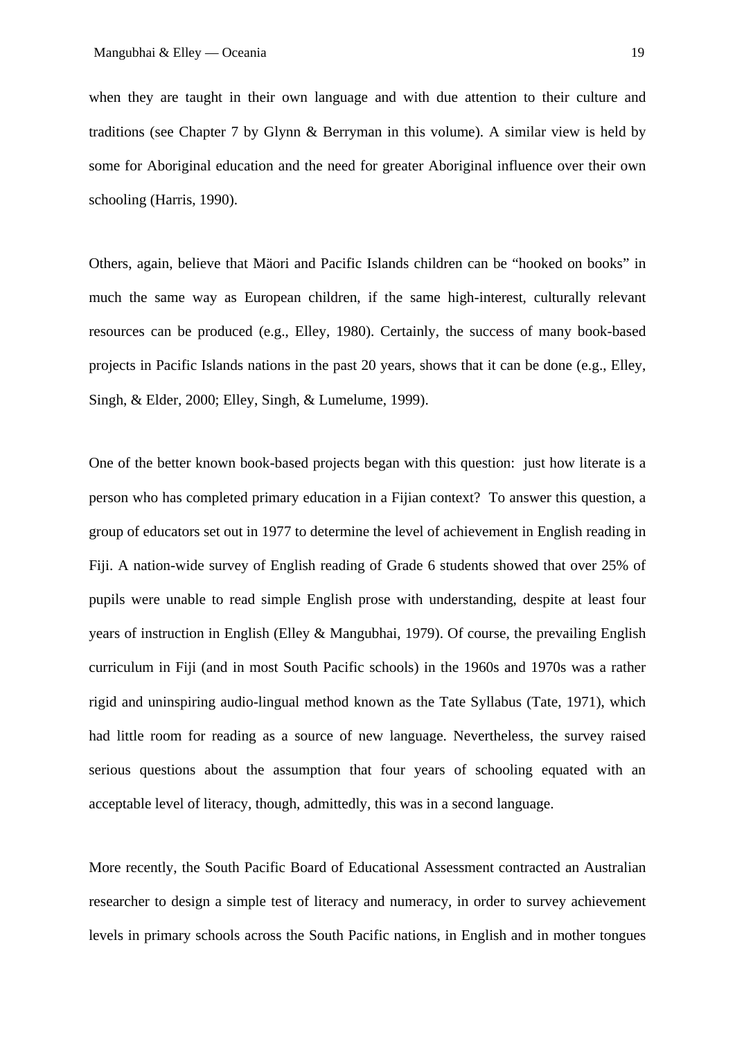when they are taught in their own language and with due attention to their culture and traditions (see Chapter 7 by Glynn & Berryman in this volume). A similar view is held by some for Aboriginal education and the need for greater Aboriginal influence over their own schooling (Harris, 1990).

Others, again, believe that Mäori and Pacific Islands children can be "hooked on books" in much the same way as European children, if the same high-interest, culturally relevant resources can be produced (e.g., Elley, 1980). Certainly, the success of many book-based projects in Pacific Islands nations in the past 20 years, shows that it can be done (e.g., Elley, Singh, & Elder, 2000; Elley, Singh, & Lumelume, 1999).

One of the better known book-based projects began with this question: just how literate is a person who has completed primary education in a Fijian context? To answer this question, a group of educators set out in 1977 to determine the level of achievement in English reading in Fiji. A nation-wide survey of English reading of Grade 6 students showed that over 25% of pupils were unable to read simple English prose with understanding, despite at least four years of instruction in English (Elley & Mangubhai, 1979). Of course, the prevailing English curriculum in Fiji (and in most South Pacific schools) in the 1960s and 1970s was a rather rigid and uninspiring audio-lingual method known as the Tate Syllabus (Tate, 1971), which had little room for reading as a source of new language. Nevertheless, the survey raised serious questions about the assumption that four years of schooling equated with an acceptable level of literacy, though, admittedly, this was in a second language.

More recently, the South Pacific Board of Educational Assessment contracted an Australian researcher to design a simple test of literacy and numeracy, in order to survey achievement levels in primary schools across the South Pacific nations, in English and in mother tongues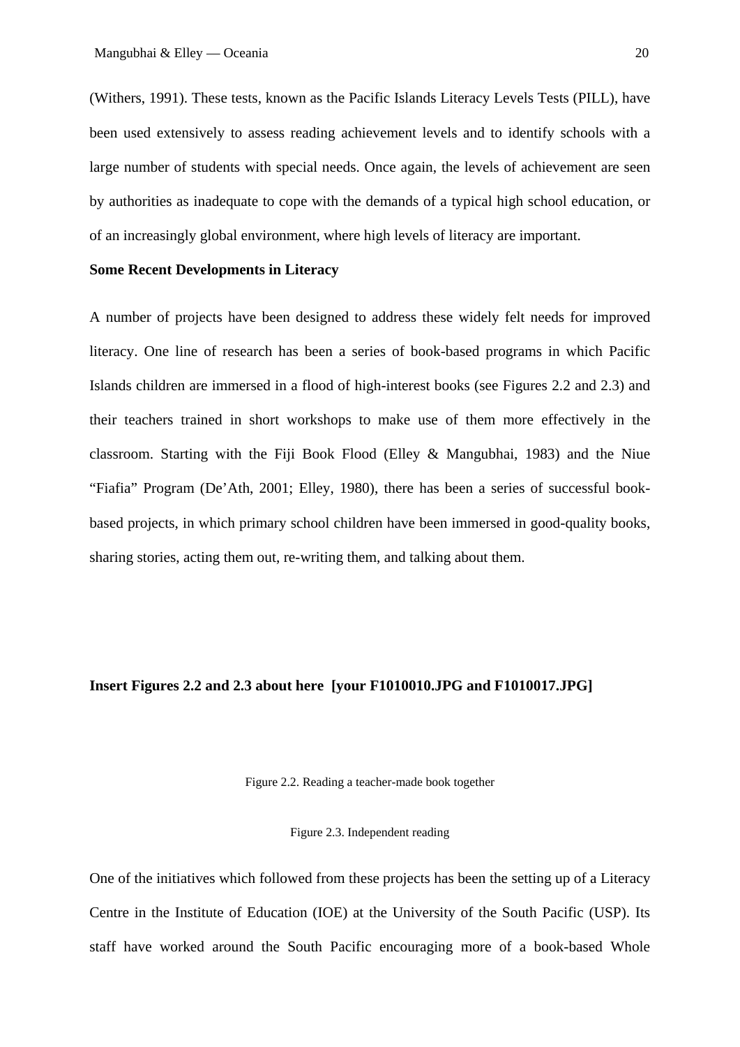(Withers, 1991). These tests, known as the Pacific Islands Literacy Levels Tests (PILL), have been used extensively to assess reading achievement levels and to identify schools with a large number of students with special needs. Once again, the levels of achievement are seen by authorities as inadequate to cope with the demands of a typical high school education, or of an increasingly global environment, where high levels of literacy are important.

**Some Recent Developments in Literacy**

A number of projects have been designed to address these widely felt needs for improved literacy. One line of research has been a series of book-based programs in which Pacific Islands children are immersed in a flood of high-interest books (see Figures 2.2 and 2.3) and their teachers trained in short workshops to make use of them more effectively in the classroom. Starting with the Fiji Book Flood (Elley & Mangubhai, 1983) and the Niue "Fiafia" Program (De'Ath, 2001; Elley, 1980), there has been a series of successful book-based projects, in which primary school children have been immersed in good-quality books, sharing stories, acting them out, re-writing them, and talking about them.

**Insert Figures 2.2 and 2.3 about here [your F1010010.JPG and F1010017.JPG]**

Figure 2.2. Reading a teacher-made book together

Figure 2.3. Independent reading

One of the initiatives which followed from these projects has been the setting up of a Literacy Centre in the Institute of Education (IOE) at the University of the South Pacific (USP). Its staff have worked around the South Pacific encouraging more of a book-based Whole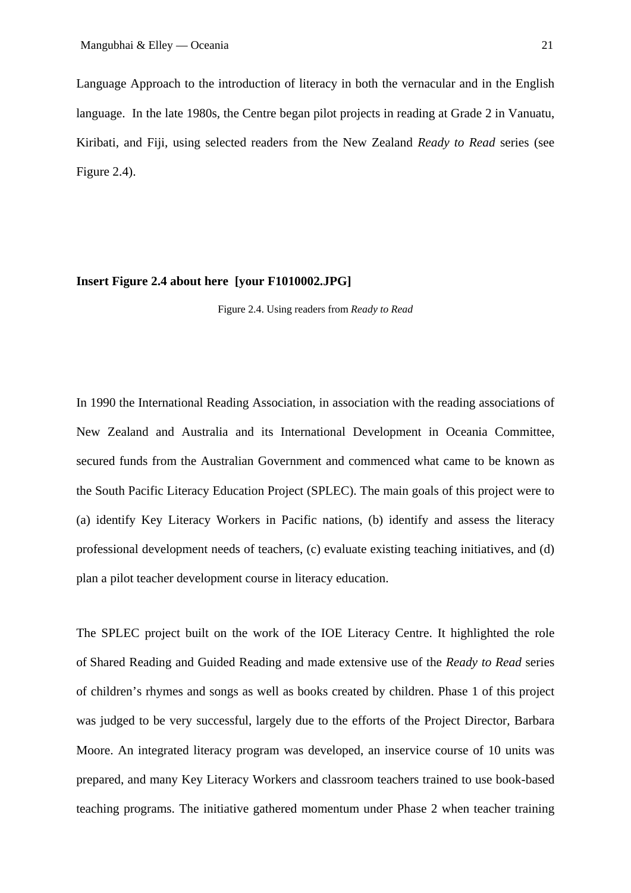Language Approach to the introduction of literacy in both the vernacular and in the English language. In the late 1980s, the Centre began pilot projects in reading at Grade 2 in Vanuatu, Kiribati, and Fiji, using selected readers from the New Zealand *Ready to Read* series (see Figure 2.4).

**Insert Figure 2.4 about here [your F1010002.JPG]**

Figure 2.4. Using readers from *Ready to Read*

In 1990 the International Reading Association, in association with the reading associations of New Zealand and Australia and its International Development in Oceania Committee, secured funds from the Australian Government and commenced what came to be known as the South Pacific Literacy Education Project (SPLEC). The main goals of this project were to (a) identify Key Literacy Workers in Pacific nations, (b) identify and assess the literacy professional development needs of teachers, (c) evaluate existing teaching initiatives, and (d) plan a pilot teacher development course in literacy education.

The SPLEC project built on the work of the IOE Literacy Centre. It highlighted the role of Shared Reading and Guided Reading and made extensive use of the *Ready to Read* series of children's rhymes and songs as well as books created by children. Phase 1 of this project was judged to be very successful, largely due to the efforts of the Project Director, Barbara Moore. An integrated literacy program was developed, an inservice course of 10 units was prepared, and many Key Literacy Workers and classroom teachers trained to use book-based teaching programs. The initiative gathered momentum under Phase 2 when teacher training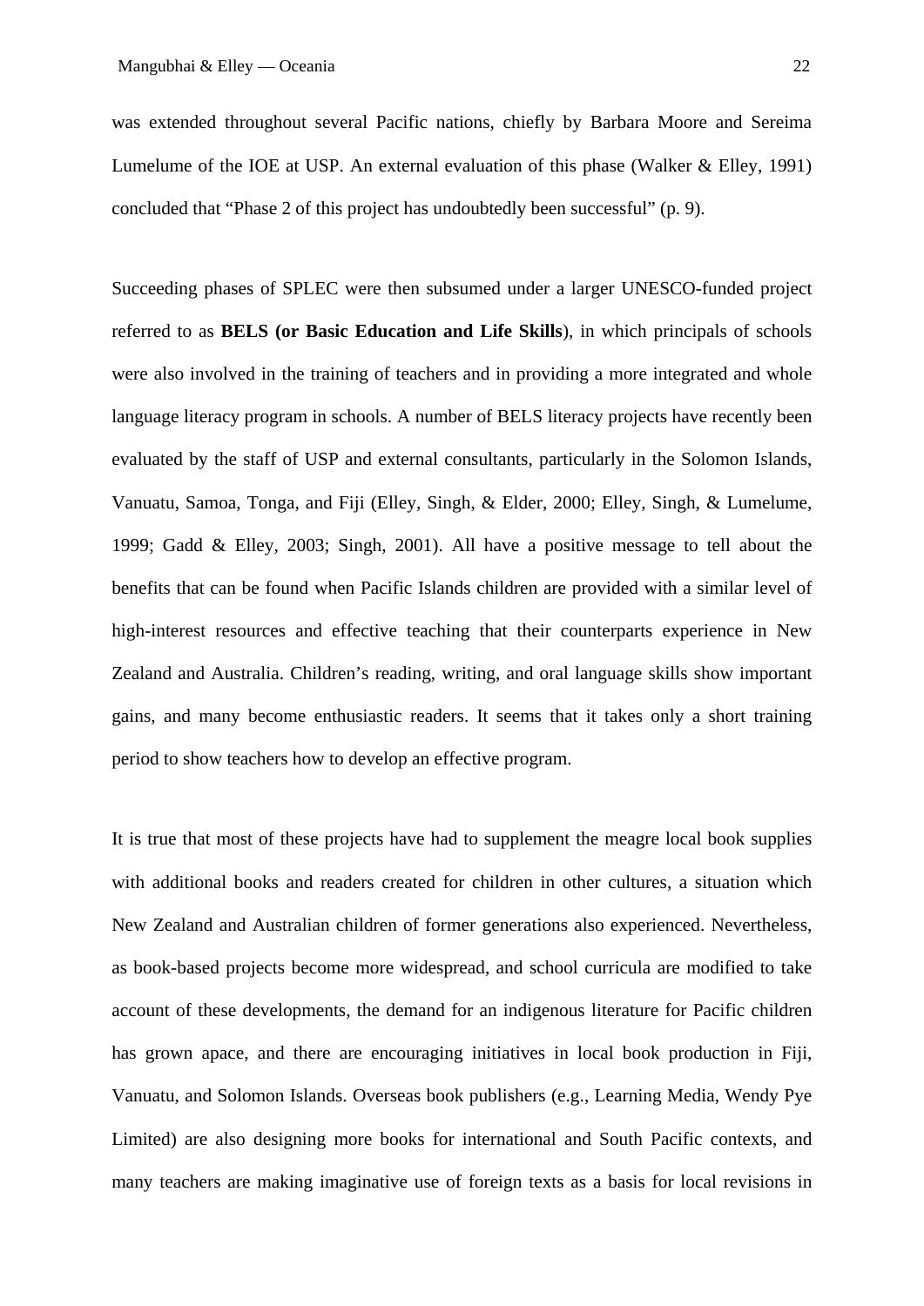was extended throughout several Pacific nations, chiefly by Barbara Moore and Sereima Lumelume of the IOE at USP. An external evaluation of this phase (Walker & Elley, 1991) concluded that "Phase 2 of this project has undoubtedly been successful" (p. 9).

Succeeding phases of SPLEC were then subsumed under a larger UNESCO-funded project referred to as **BELS (or Basic Education and Life Skills**), in which principals of schools were also involved in the training of teachers and in providing a more integrated and whole language literacy program in schools. A number of BELS literacy projects have recently been evaluated by the staff of USP and external consultants, particularly in the Solomon Islands, Vanuatu, Samoa, Tonga, and Fiji (Elley, Singh, & Elder, 2000; Elley, Singh, & Lumelume, 1999; Gadd & Elley, 2003; Singh, 2001). All have a positive message to tell about the benefits that can be found when Pacific Islands children are provided with a similar level of high-interest resources and effective teaching that their counterparts experience in New Zealand and Australia. Children's reading, writing, and oral language skills show important gains, and many become enthusiastic readers. It seems that it takes only a short training period to show teachers how to develop an effective program.

It is true that most of these projects have had to supplement the meagre local book supplies with additional books and readers created for children in other cultures, a situation which New Zealand and Australian children of former generations also experienced. Nevertheless, as book-based projects become more widespread, and school curricula are modified to take account of these developments, the demand for an indigenous literature for Pacific children has grown apace, and there are encouraging initiatives in local book production in Fiji, Vanuatu, and Solomon Islands. Overseas book publishers (e.g., Learning Media, Wendy Pye Limited) are also designing more books for international and South Pacific contexts, and many teachers are making imaginative use of foreign texts as a basis for local revisions in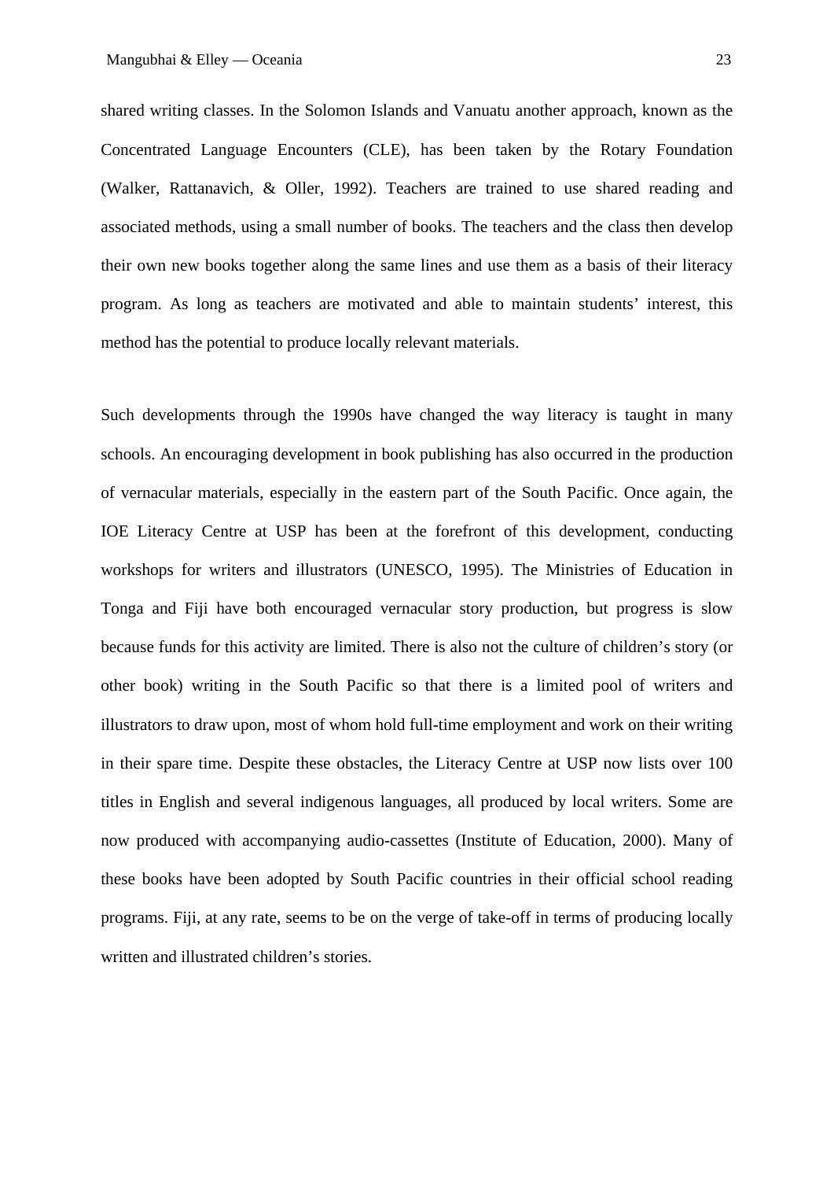shared writing classes. In the Solomon Islands and Vanuatu another approach, known as the Concentrated Language Encounters (CLE), has been taken by the Rotary Foundation (Walker, Rattanavich, & Oller, 1992). Teachers are trained to use shared reading and associated methods, using a small number of books. The teachers and the class then develop their own new books together along the same lines and use them as a basis of their literacy program. As long as teachers are motivated and able to maintain students' interest, this method has the potential to produce locally relevant materials.

Such developments through the 1990s have changed the way literacy is taught in many schools. An encouraging development in book publishing has also occurred in the production of vernacular materials, especially in the eastern part of the South Pacific. Once again, the IOE Literacy Centre at USP has been at the forefront of this development, conducting workshops for writers and illustrators (UNESCO, 1995). The Ministries of Education in Tonga and Fiji have both encouraged vernacular story production, but progress is slow because funds for this activity are limited. There is also not the culture of children's story (or other book) writing in the South Pacific so that there is a limited pool of writers and illustrators to draw upon, most of whom hold full-time employment and work on their writing in their spare time. Despite these obstacles, the Literacy Centre at USP now lists over 100 titles in English and several indigenous languages, all produced by local writers. Some are now produced with accompanying audio-cassettes (Institute of Education, 2000). Many of these books have been adopted by South Pacific countries in their official school reading programs. Fiji, at any rate, seems to be on the verge of take-off in terms of producing locally written and illustrated children's stories.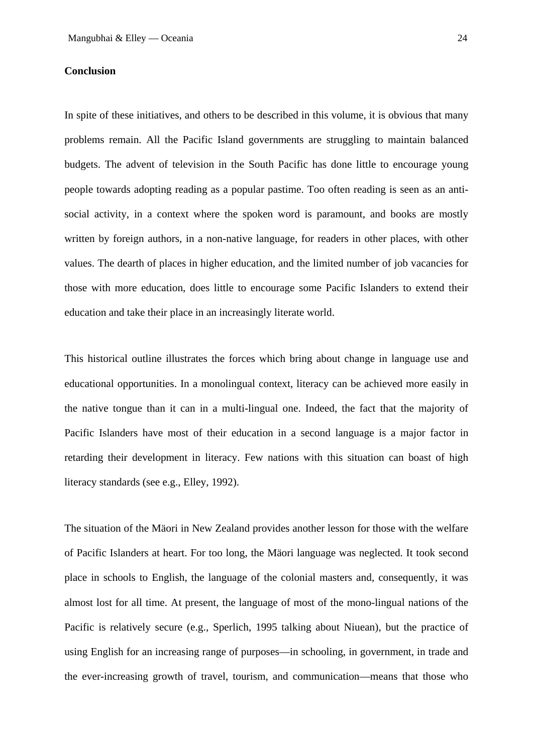## Conclusion

In spite of these initiatives, and others to be described in this volume, it is obvious that many problems remain. All the Pacific Island governments are struggling to maintain balanced budgets. The advent of television in the South Pacific has done little to encourage young people towards adopting reading as a popular pastime. Too often reading is seen as an anti-social activity, in a context where the spoken word is paramount, and books are mostly written by foreign authors, in a non-native language, for readers in other places, with other values. The dearth of places in higher education, and the limited number of job vacancies for those with more education, does little to encourage some Pacific Islanders to extend their education and take their place in an increasingly literate world.

This historical outline illustrates the forces which bring about change in language use and educational opportunities. In a monolingual context, literacy can be achieved more easily in the native tongue than it can in a multi-lingual one. Indeed, the fact that the majority of Pacific Islanders have most of their education in a second language is a major factor in retarding their development in literacy. Few nations with this situation can boast of high literacy standards (see e.g., Elley, 1992).

The situation of the Mäori in New Zealand provides another lesson for those with the welfare of Pacific Islanders at heart. For too long, the Mäori language was neglected. It took second place in schools to English, the language of the colonial masters and, consequently, it was almost lost for all time. At present, the language of most of the mono-lingual nations of the Pacific is relatively secure (e.g., Sperlich, 1995 talking about Niuean), but the practice of using English for an increasing range of purposes—in schooling, in government, in trade and the ever-increasing growth of travel, tourism, and communication—means that those who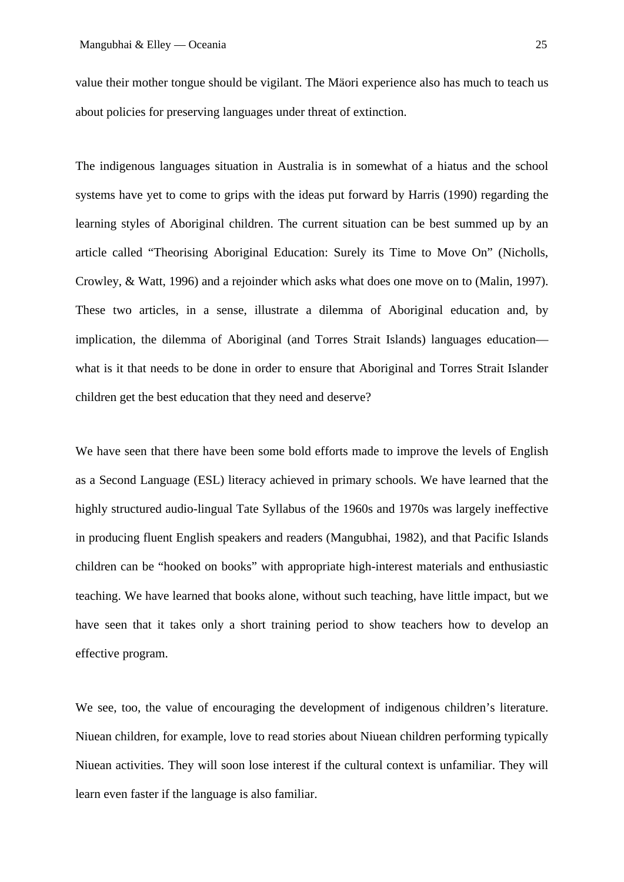value their mother tongue should be vigilant. The Mäori experience also has much to teach us about policies for preserving languages under threat of extinction.

The indigenous languages situation in Australia is in somewhat of a hiatus and the school systems have yet to come to grips with the ideas put forward by Harris (1990) regarding the learning styles of Aboriginal children. The current situation can be best summed up by an article called "Theorising Aboriginal Education: Surely its Time to Move On" (Nicholls, Crowley, & Watt, 1996) and a rejoinder which asks what does one move on to (Malin, 1997). These two articles, in a sense, illustrate a dilemma of Aboriginal education and, by implication, the dilemma of Aboriginal (and Torres Strait Islands) languages education—what is it that needs to be done in order to ensure that Aboriginal and Torres Strait Islander children get the best education that they need and deserve?

We have seen that there have been some bold efforts made to improve the levels of English as a Second Language (ESL) literacy achieved in primary schools. We have learned that the highly structured audio-lingual Tate Syllabus of the 1960s and 1970s was largely ineffective in producing fluent English speakers and readers (Mangubhai, 1982), and that Pacific Islands children can be "hooked on books" with appropriate high-interest materials and enthusiastic teaching. We have learned that books alone, without such teaching, have little impact, but we have seen that it takes only a short training period to show teachers how to develop an effective program.

We see, too, the value of encouraging the development of indigenous children's literature. Niuean children, for example, love to read stories about Niuean children performing typically Niuean activities. They will soon lose interest if the cultural context is unfamiliar. They will learn even faster if the language is also familiar.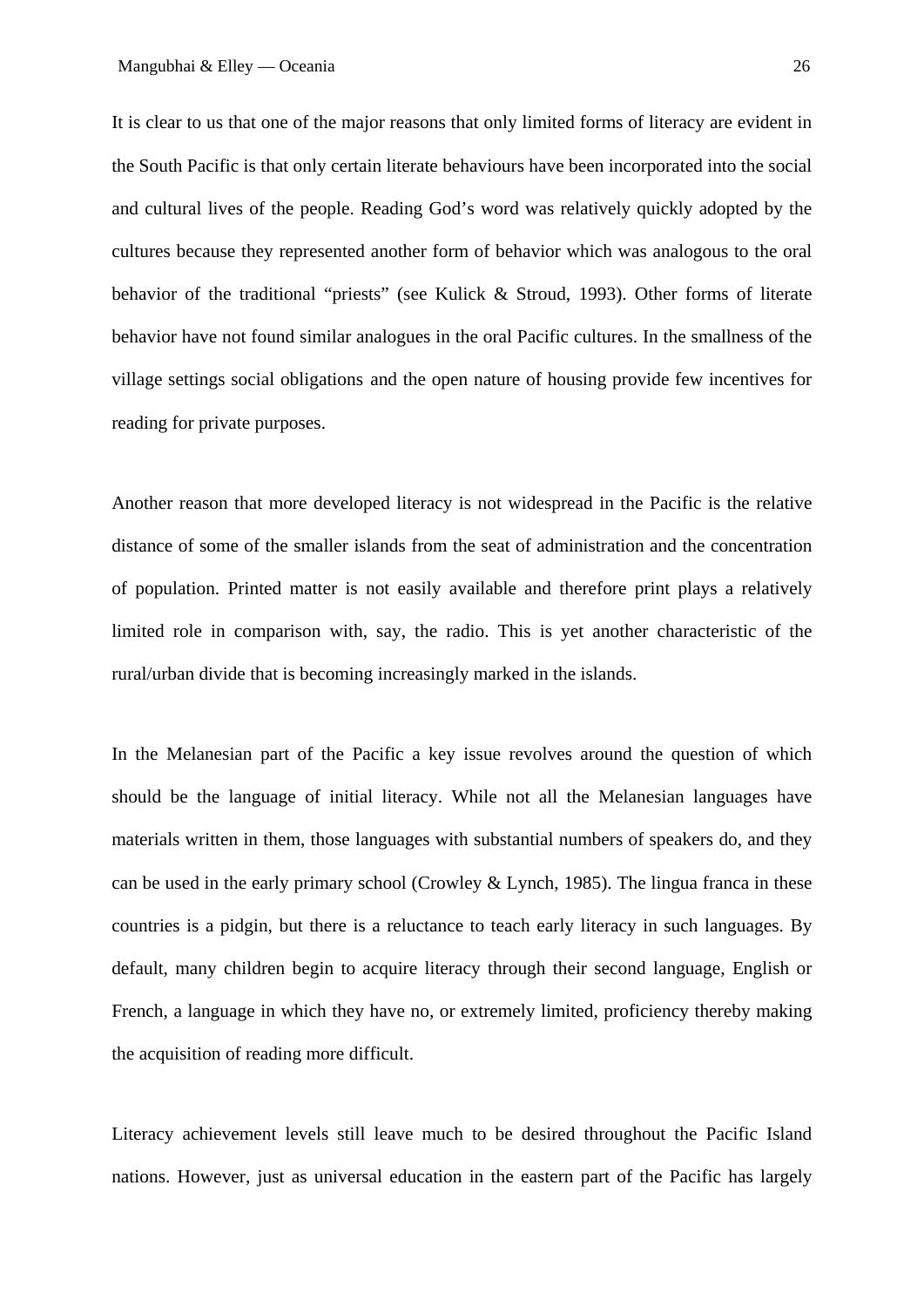It is clear to us that one of the major reasons that only limited forms of literacy are evident in the South Pacific is that only certain literate behaviours have been incorporated into the social and cultural lives of the people. Reading God's word was relatively quickly adopted by the cultures because they represented another form of behavior which was analogous to the oral behavior of the traditional "priests" (see Kulick & Stroud, 1993). Other forms of literate behavior have not found similar analogues in the oral Pacific cultures. In the smallness of the village settings social obligations and the open nature of housing provide few incentives for reading for private purposes.

Another reason that more developed literacy is not widespread in the Pacific is the relative distance of some of the smaller islands from the seat of administration and the concentration of population. Printed matter is not easily available and therefore print plays a relatively limited role in comparison with, say, the radio. This is yet another characteristic of the rural/urban divide that is becoming increasingly marked in the islands.

In the Melanesian part of the Pacific a key issue revolves around the question of which should be the language of initial literacy. While not all the Melanesian languages have materials written in them, those languages with substantial numbers of speakers do, and they can be used in the early primary school (Crowley & Lynch, 1985). The lingua franca in these countries is a pidgin, but there is a reluctance to teach early literacy in such languages. By default, many children begin to acquire literacy through their second language, English or French, a language in which they have no, or extremely limited, proficiency thereby making the acquisition of reading more difficult.

Literacy achievement levels still leave much to be desired throughout the Pacific Island nations. However, just as universal education in the eastern part of the Pacific has largely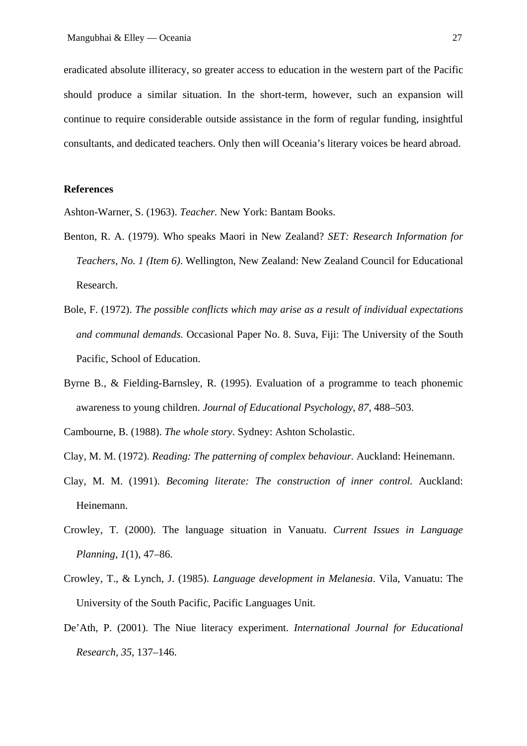eradicated absolute illiteracy, so greater access to education in the western part of the Pacific should produce a similar situation. In the short-term, however, such an expansion will continue to require considerable outside assistance in the form of regular funding, insightful consultants, and dedicated teachers. Only then will Oceania's literary voices be heard abroad.

**References**

Ashton-Warner, S. (1963). *Teacher.* New York: Bantam Books.

Benton, R. A. (1979). Who speaks Maori in New Zealand? *SET: Research Information for Teachers, No. 1 (Item 6)*. Wellington, New Zealand: New Zealand Council for Educational Research.

Bole, F. (1972). *The possible conflicts which may arise as a result of individual expectations and communal demands.* Occasional Paper No. 8. Suva, Fiji: The University of the South Pacific, School of Education.

Byrne B., & Fielding-Barnsley, R. (1995). Evaluation of a programme to teach phonemic awareness to young children. *Journal of Educational Psychology, 87*, 488–503.

Cambourne, B. (1988). *The whole story*. Sydney: Ashton Scholastic.

Clay, M. M. (1972). *Reading: The patterning of complex behaviour.* Auckland: Heinemann.

Clay, M. M. (1991). *Becoming literate: The construction of inner control.* Auckland: Heinemann.

Crowley, T. (2000). The language situation in Vanuatu. *Current Issues in Language Planning*, *1*(1), 47–86.

Crowley, T., & Lynch, J. (1985). *Language development in Melanesia*. Vila, Vanuatu: The University of the South Pacific, Pacific Languages Unit.

De'Ath, P. (2001). The Niue literacy experiment. *International Journal for Educational Research, 35*, 137–146.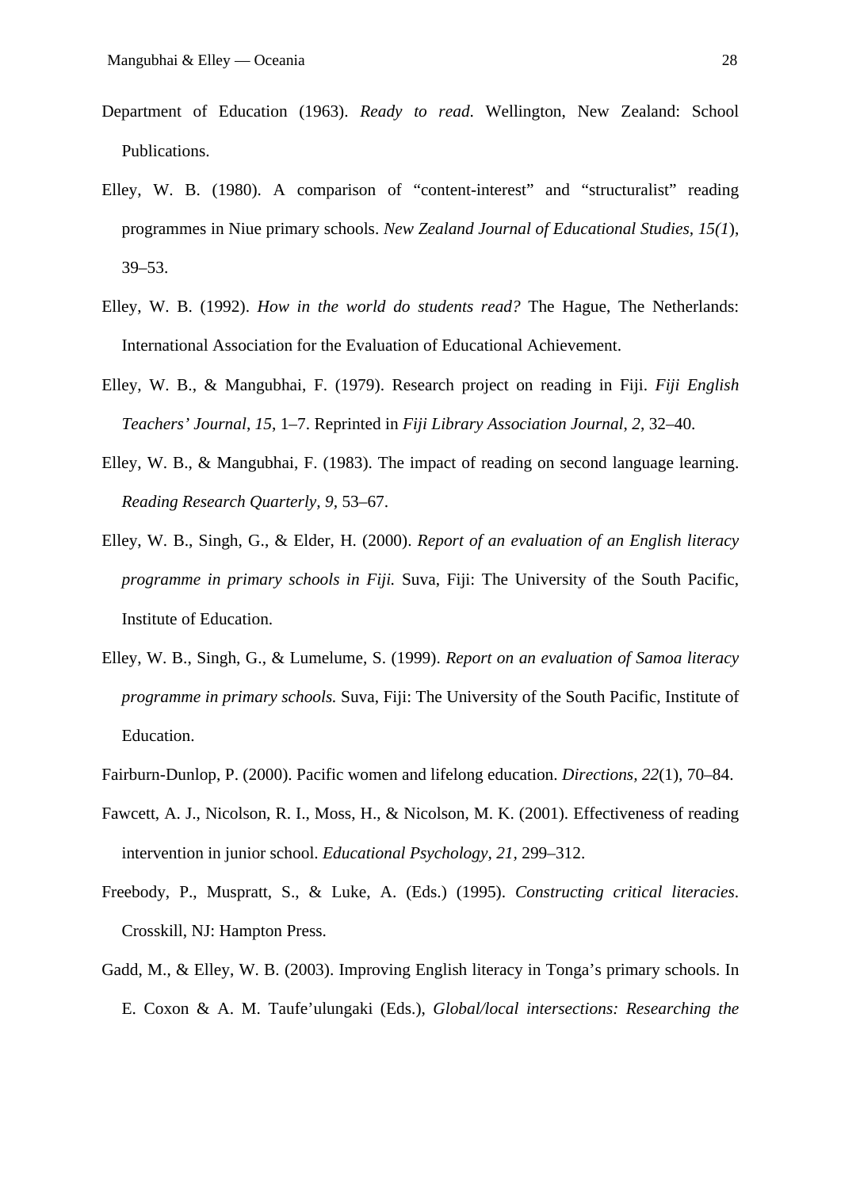Department of Education (1963). *Ready to read*. Wellington, New Zealand: School Publications.

Elley, W. B. (1980). A comparison of "content-interest" and "structuralist" reading programmes in Niue primary schools. *New Zealand Journal of Educational Studies, 15(1)*, 39–53.

Elley, W. B. (1992). *How in the world do students read?* The Hague, The Netherlands: International Association for the Evaluation of Educational Achievement.

Elley, W. B., & Mangubhai, F. (1979). Research project on reading in Fiji. *Fiji English Teachers' Journal*, *15*, 1–7. Reprinted in *Fiji Library Association Journal*, *2*, 32–40.

Elley, W. B., & Mangubhai, F. (1983). The impact of reading on second language learning. *Reading Research Quarterly, 9*, 53–67.

Elley, W. B., Singh, G., & Elder, H. (2000). *Report of an evaluation of an English literacy programme in primary schools in Fiji.* Suva, Fiji: The University of the South Pacific, Institute of Education.

Elley, W. B., Singh, G., & Lumelume, S. (1999). *Report on an evaluation of Samoa literacy programme in primary schools.* Suva, Fiji: The University of the South Pacific, Institute of Education.

Fairburn-Dunlop, P. (2000). Pacific women and lifelong education. *Directions*, *22*(1), 70–84.

Fawcett, A. J., Nicolson, R. I., Moss, H., & Nicolson, M. K. (2001). Effectiveness of reading intervention in junior school. *Educational Psychology*, *21*, 299–312.

Freebody, P., Muspratt, S., & Luke, A. (Eds.) (1995). *Constructing critical literacies*. Crosskill, NJ: Hampton Press.

Gadd, M., & Elley, W. B. (2003). Improving English literacy in Tonga's primary schools. In E. Coxon & A. M. Taufe'ulungaki (Eds.), *Global/local intersections: Researching the*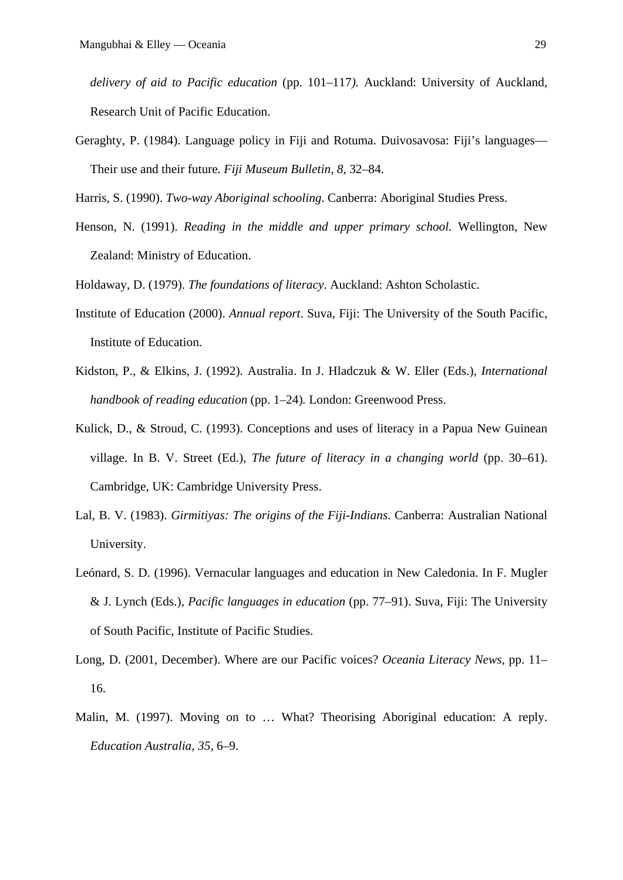*delivery of aid to Pacific education* (pp. 101–117*).* Auckland: University of Auckland, Research Unit of Pacific Education.

Geraghty, P. (1984). Language policy in Fiji and Rotuma. Duivosavosa: Fiji's languages—Their use and their future*. Fiji Museum Bulletin, 8*, 32–84.

Harris, S. (1990). *Two-way Aboriginal schooling*. Canberra: Aboriginal Studies Press.

Henson, N. (1991). *Reading in the middle and upper primary school.* Wellington, New Zealand: Ministry of Education.

Holdaway, D. (1979). *The foundations of literacy*. Auckland: Ashton Scholastic.

Institute of Education (2000). *Annual report*. Suva, Fiji: The University of the South Pacific, Institute of Education.

Kidston, P., & Elkins, J. (1992). Australia. In J. Hladczuk & W. Eller (Eds.), *International handbook of reading education* (pp. 1–24)*.* London: Greenwood Press.

Kulick, D., & Stroud, C. (1993). Conceptions and uses of literacy in a Papua New Guinean village. In B. V. Street (Ed.), *The future of literacy in a changing world* (pp. 30–61). Cambridge, UK: Cambridge University Press.

Lal, B. V. (1983). *Girmitiyas: The origins of the Fiji-Indians*. Canberra: Australian National University.

Leónard, S. D. (1996). Vernacular languages and education in New Caledonia. In F. Mugler & J. Lynch (Eds.), *Pacific languages in education* (pp. 77–91). Suva, Fiji: The University of South Pacific, Institute of Pacific Studies.

Long, D. (2001, December). Where are our Pacific voices? *Oceania Literacy News*, pp. 11–16.

Malin, M. (1997). Moving on to … What? Theorising Aboriginal education: A reply. *Education Australia, 35*, 6–9.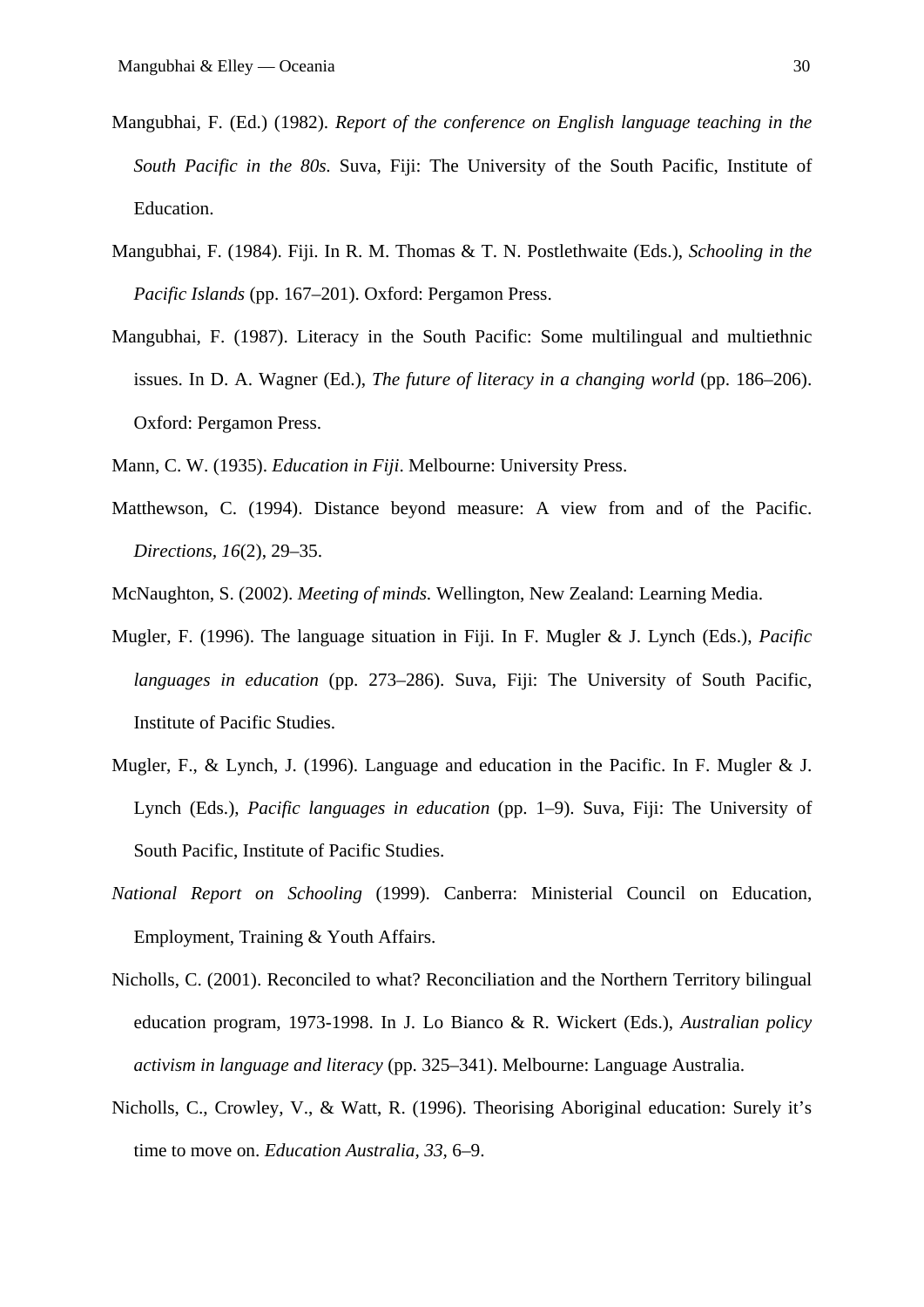Mangubhai, F. (Ed.) (1982). *Report of the conference on English language teaching in the South Pacific in the 80s*. Suva, Fiji: The University of the South Pacific, Institute of Education.

Mangubhai, F. (1984). Fiji. In R. M. Thomas & T. N. Postlethwaite (Eds.), *Schooling in the Pacific Islands* (pp. 167–201). Oxford: Pergamon Press.

Mangubhai, F. (1987). Literacy in the South Pacific: Some multilingual and multiethnic issues. In D. A. Wagner (Ed.), *The future of literacy in a changing world* (pp. 186–206). Oxford: Pergamon Press.

Mann, C. W. (1935). *Education in Fiji*. Melbourne: University Press.

Matthewson, C. (1994). Distance beyond measure: A view from and of the Pacific. *Directions, 16*(2), 29–35.

McNaughton, S. (2002). *Meeting of minds.* Wellington, New Zealand: Learning Media.

Mugler, F. (1996). The language situation in Fiji. In F. Mugler & J. Lynch (Eds.), *Pacific languages in education* (pp. 273–286). Suva, Fiji: The University of South Pacific, Institute of Pacific Studies.

Mugler, F., & Lynch, J. (1996). Language and education in the Pacific. In F. Mugler & J. Lynch (Eds.), *Pacific languages in education* (pp. 1–9). Suva, Fiji: The University of South Pacific, Institute of Pacific Studies.

*National Report on Schooling* (1999). Canberra: Ministerial Council on Education, Employment, Training & Youth Affairs.

Nicholls, C. (2001). Reconciled to what? Reconciliation and the Northern Territory bilingual education program, 1973-1998. In J. Lo Bianco & R. Wickert (Eds.), *Australian policy activism in language and literacy* (pp. 325–341). Melbourne: Language Australia.

Nicholls, C., Crowley, V., & Watt, R. (1996). Theorising Aboriginal education: Surely it's time to move on. *Education Australia, 33,* 6–9.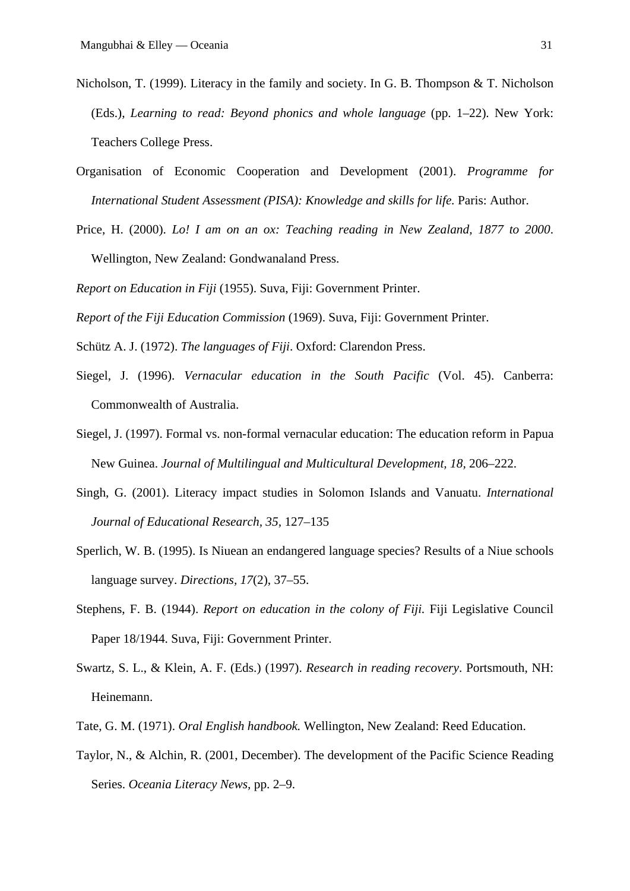Nicholson, T. (1999). Literacy in the family and society. In G. B. Thompson & T. Nicholson (Eds.), *Learning to read: Beyond phonics and whole language* (pp. 1–22). New York: Teachers College Press.

Organisation of Economic Cooperation and Development (2001). *Programme for International Student Assessment (PISA): Knowledge and skills for life.* Paris: Author.

Price, H. (2000). *Lo! I am on an ox: Teaching reading in New Zealand, 1877 to 2000*. Wellington, New Zealand: Gondwanaland Press.

*Report on Education in Fiji* (1955). Suva, Fiji: Government Printer.

*Report of the Fiji Education Commission* (1969). Suva, Fiji: Government Printer.

Schütz A. J. (1972). *The languages of Fiji*. Oxford: Clarendon Press.

Siegel, J. (1996). *Vernacular education in the South Pacific* (Vol. 45). Canberra: Commonwealth of Australia.

Siegel, J. (1997). Formal vs. non-formal vernacular education: The education reform in Papua New Guinea. *Journal of Multilingual and Multicultural Development, 18,* 206–222.

Singh, G. (2001). Literacy impact studies in Solomon Islands and Vanuatu. *International Journal of Educational Research, 35*, 127–135

Sperlich, W. B. (1995). Is Niuean an endangered language species? Results of a Niue schools language survey. *Directions, 17*(2), 37–55.

Stephens, F. B. (1944). *Report on education in the colony of Fiji.* Fiji Legislative Council Paper 18/1944. Suva, Fiji: Government Printer.

Swartz, S. L., & Klein, A. F. (Eds.) (1997). *Research in reading recovery*. Portsmouth, NH: Heinemann.

Tate, G. M. (1971). *Oral English handbook.* Wellington, New Zealand: Reed Education.

Taylor, N., & Alchin, R. (2001, December). The development of the Pacific Science Reading Series. *Oceania Literacy News,* pp. 2–9.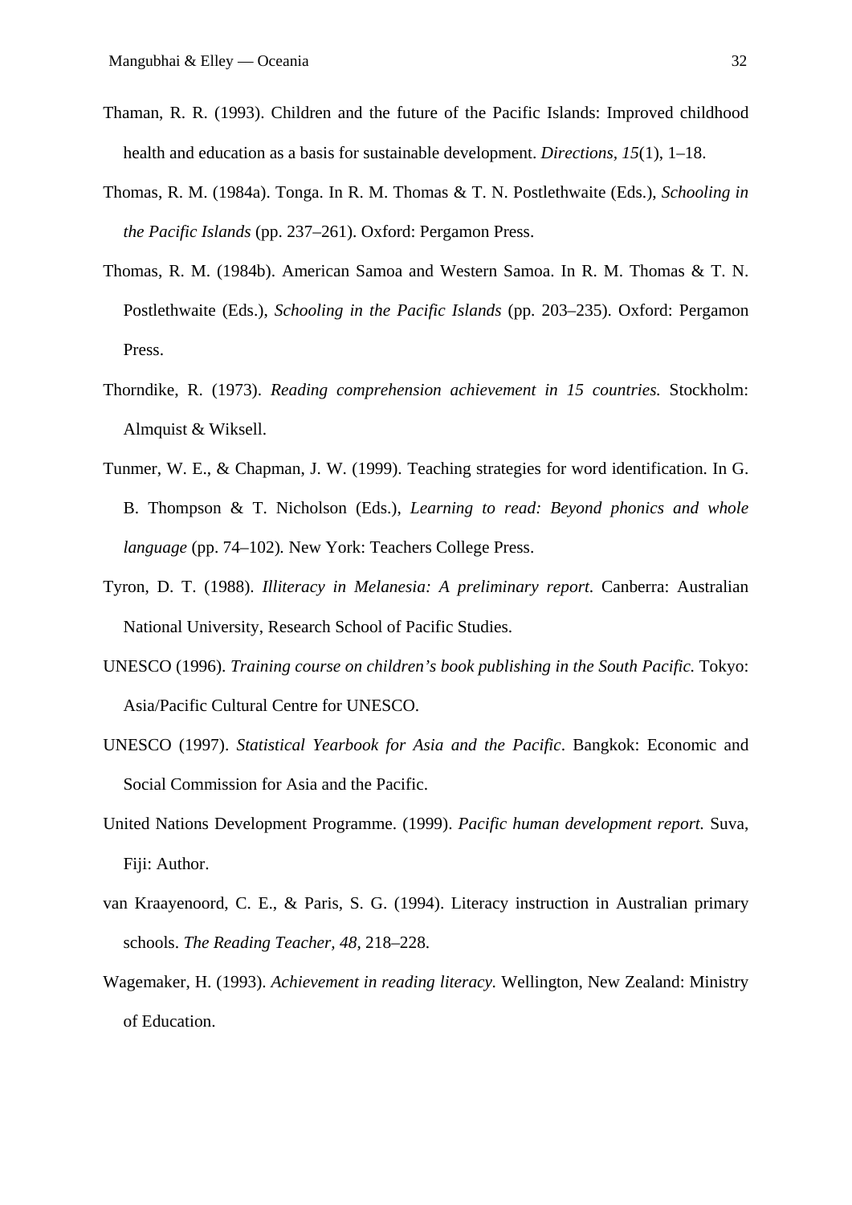Thaman, R. R. (1993). Children and the future of the Pacific Islands: Improved childhood health and education as a basis for sustainable development. *Directions*, *15*(1), 1–18.

Thomas, R. M. (1984a). Tonga. In R. M. Thomas & T. N. Postlethwaite (Eds.), *Schooling in the Pacific Islands* (pp. 237–261). Oxford: Pergamon Press.

Thomas, R. M. (1984b). American Samoa and Western Samoa. In R. M. Thomas & T. N. Postlethwaite (Eds.), *Schooling in the Pacific Islands* (pp. 203–235). Oxford: Pergamon Press.

Thorndike, R. (1973). *Reading comprehension achievement in 15 countries.* Stockholm: Almquist & Wiksell.

Tunmer, W. E., & Chapman, J. W. (1999). Teaching strategies for word identification. In G. B. Thompson & T. Nicholson (Eds.), *Learning to read: Beyond phonics and whole language* (pp. 74–102). New York: Teachers College Press.

Tyron, D. T. (1988). *Illiteracy in Melanesia: A preliminary report*. Canberra: Australian National University, Research School of Pacific Studies.

UNESCO (1996). *Training course on children's book publishing in the South Pacific.* Tokyo: Asia/Pacific Cultural Centre for UNESCO.

UNESCO (1997). *Statistical Yearbook for Asia and the Pacific*. Bangkok: Economic and Social Commission for Asia and the Pacific.

United Nations Development Programme. (1999). *Pacific human development report.* Suva, Fiji: Author.

van Kraayenoord, C. E., & Paris, S. G. (1994). Literacy instruction in Australian primary schools. *The Reading Teacher, 48,* 218–228.

Wagemaker, H. (1993). *Achievement in reading literacy.* Wellington, New Zealand: Ministry of Education.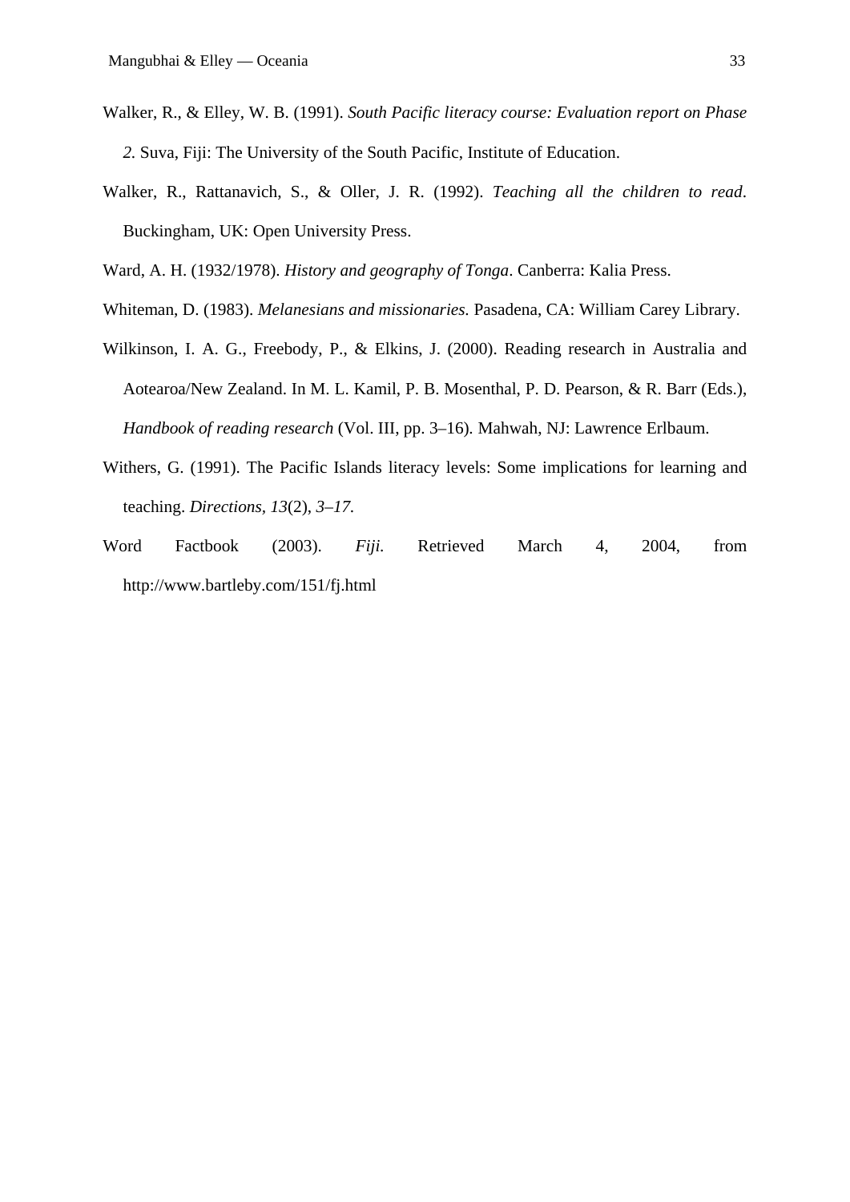Walker, R., & Elley, W. B. (1991). *South Pacific literacy course: Evaluation report on Phase 2*. Suva, Fiji: The University of the South Pacific, Institute of Education.

Walker, R., Rattanavich, S., & Oller, J. R. (1992). *Teaching all the children to read*. Buckingham, UK: Open University Press.

Ward, A. H. (1932/1978). *History and geography of Tonga*. Canberra: Kalia Press.

Whiteman, D. (1983). *Melanesians and missionaries.* Pasadena, CA: William Carey Library.

Wilkinson, I. A. G., Freebody, P., & Elkins, J. (2000). Reading research in Australia and Aotearoa/New Zealand. In M. L. Kamil, P. B. Mosenthal, P. D. Pearson, & R. Barr (Eds.), *Handbook of reading research* (Vol. III, pp. 3–16). Mahwah, NJ: Lawrence Erlbaum.

Withers, G. (1991). The Pacific Islands literacy levels: Some implications for learning and teaching. *Directions, 13*(2), *3–17.*

Word Factbook (2003). *Fiji.* Retrieved March 4, 2004, from http://www.bartleby.com/151/fj.html